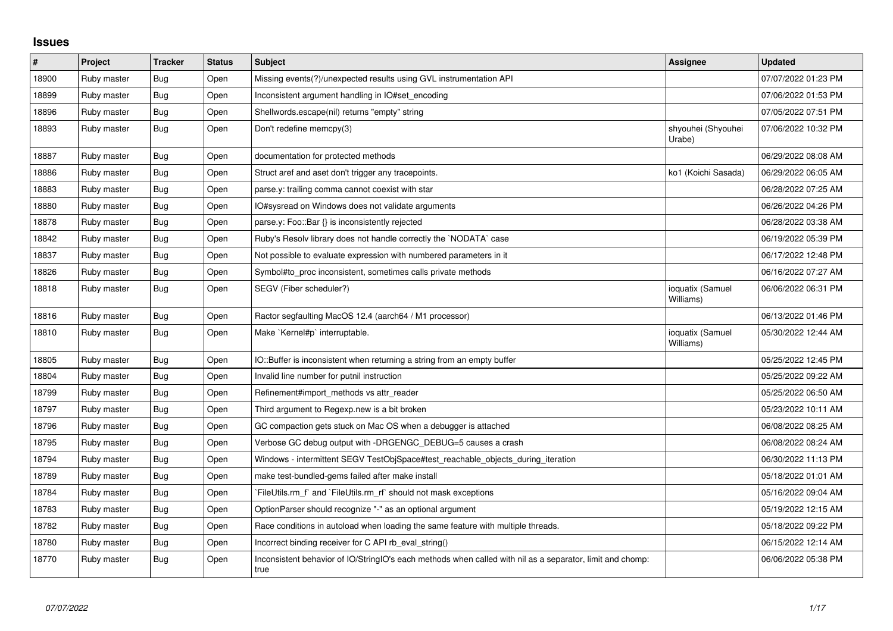# Issues

| # | Project | Tracker | Status | Subject | Assignee | Updated |
|---|---|---|---|---|---|---|
| 18900 | Ruby master | Bug | Open | Missing events(?)/unexpected results using GVL instrumentation API | | 07/07/2022 01:23 PM |
| 18899 | Ruby master | Bug | Open | Inconsistent argument handling in IO#set_encoding | | 07/06/2022 01:53 PM |
| 18896 | Ruby master | Bug | Open | Shellwords.escape(nil) returns "empty" string | | 07/05/2022 07:51 PM |
| 18893 | Ruby master | Bug | Open | Don't redefine memcpy(3) | shyouhei (Shyouhei Urabe) | 07/06/2022 10:32 PM |
| 18887 | Ruby master | Bug | Open | documentation for protected methods | | 06/29/2022 08:08 AM |
| 18886 | Ruby master | Bug | Open | Struct aref and aset don't trigger any tracepoints. | ko1 (Koichi Sasada) | 06/29/2022 06:05 AM |
| 18883 | Ruby master | Bug | Open | parse.y: trailing comma cannot coexist with star | | 06/28/2022 07:25 AM |
| 18880 | Ruby master | Bug | Open | IO#sysread on Windows does not validate arguments | | 06/26/2022 04:26 PM |
| 18878 | Ruby master | Bug | Open | parse.y: Foo::Bar {} is inconsistently rejected | | 06/28/2022 03:38 AM |
| 18842 | Ruby master | Bug | Open | Ruby's Resolv library does not handle correctly the `NODATA` case | | 06/19/2022 05:39 PM |
| 18837 | Ruby master | Bug | Open | Not possible to evaluate expression with numbered parameters in it | | 06/17/2022 12:48 PM |
| 18826 | Ruby master | Bug | Open | Symbol#to_proc inconsistent, sometimes calls private methods | | 06/16/2022 07:27 AM |
| 18818 | Ruby master | Bug | Open | SEGV (Fiber scheduler?) | ioquatix (Samuel Williams) | 06/06/2022 06:31 PM |
| 18816 | Ruby master | Bug | Open | Ractor segfaulting MacOS 12.4 (aarch64 / M1 processor) | | 06/13/2022 01:46 PM |
| 18810 | Ruby master | Bug | Open | Make `Kernel#p` interruptable. | ioquatix (Samuel Williams) | 05/30/2022 12:44 AM |
| 18805 | Ruby master | Bug | Open | IO::Buffer is inconsistent when returning a string from an empty buffer | | 05/25/2022 12:45 PM |
| 18804 | Ruby master | Bug | Open | Invalid line number for putnil instruction | | 05/25/2022 09:22 AM |
| 18799 | Ruby master | Bug | Open | Refinement#import_methods vs attr_reader | | 05/25/2022 06:50 AM |
| 18797 | Ruby master | Bug | Open | Third argument to Regexp.new is a bit broken | | 05/23/2022 10:11 AM |
| 18796 | Ruby master | Bug | Open | GC compaction gets stuck on Mac OS when a debugger is attached | | 06/08/2022 08:25 AM |
| 18795 | Ruby master | Bug | Open | Verbose GC debug output with -DRGENGC_DEBUG=5 causes a crash | | 06/08/2022 08:24 AM |
| 18794 | Ruby master | Bug | Open | Windows - intermittent SEGV TestObjSpace#test_reachable_objects_during_iteration | | 06/30/2022 11:13 PM |
| 18789 | Ruby master | Bug | Open | make test-bundled-gems failed after make install | | 05/18/2022 01:01 AM |
| 18784 | Ruby master | Bug | Open | `FileUtils.rm_f` and `FileUtils.rm_rf` should not mask exceptions | | 05/16/2022 09:04 AM |
| 18783 | Ruby master | Bug | Open | OptionParser should recognize "-" as an optional argument | | 05/19/2022 12:15 AM |
| 18782 | Ruby master | Bug | Open | Race conditions in autoload when loading the same feature with multiple threads. | | 05/18/2022 09:22 PM |
| 18780 | Ruby master | Bug | Open | Incorrect binding receiver for C API rb_eval_string() | | 06/15/2022 12:14 AM |
| 18770 | Ruby master | Bug | Open | Inconsistent behavior of IO/StringIO's each methods when called with nil as a separator, limit and chomp: true | | 06/06/2022 05:38 PM |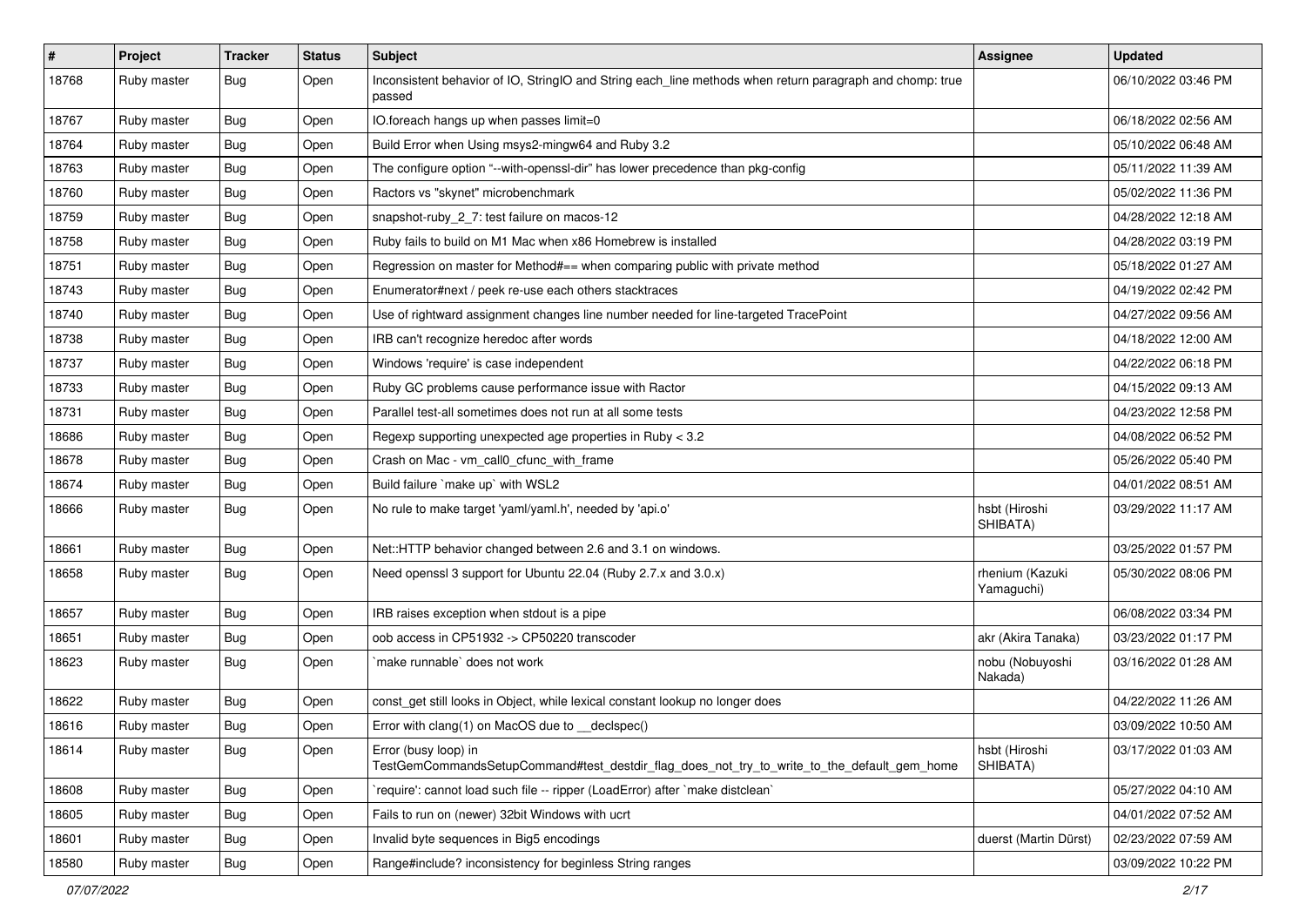| # | Project | Tracker | Status | Subject | Assignee | Updated |
|---|---|---|---|---|---|---|
| 18768 | Ruby master | Bug | Open | Inconsistent behavior of IO, StringIO and String each_line methods when return paragraph and chomp: true passed | | 06/10/2022 03:46 PM |
| 18767 | Ruby master | Bug | Open | IO.foreach hangs up when passes limit=0 | | 06/18/2022 02:56 AM |
| 18764 | Ruby master | Bug | Open | Build Error when Using msys2-mingw64 and Ruby 3.2 | | 05/10/2022 06:48 AM |
| 18763 | Ruby master | Bug | Open | The configure option "--with-openssl-dir" has lower precedence than pkg-config | | 05/11/2022 11:39 AM |
| 18760 | Ruby master | Bug | Open | Ractors vs "skynet" microbenchmark | | 05/02/2022 11:36 PM |
| 18759 | Ruby master | Bug | Open | snapshot-ruby_2_7: test failure on macos-12 | | 04/28/2022 12:18 AM |
| 18758 | Ruby master | Bug | Open | Ruby fails to build on M1 Mac when x86 Homebrew is installed | | 04/28/2022 03:19 PM |
| 18751 | Ruby master | Bug | Open | Regression on master for Method#== when comparing public with private method | | 05/18/2022 01:27 AM |
| 18743 | Ruby master | Bug | Open | Enumerator#next / peek re-use each others stacktraces | | 04/19/2022 02:42 PM |
| 18740 | Ruby master | Bug | Open | Use of rightward assignment changes line number needed for line-targeted TracePoint | | 04/27/2022 09:56 AM |
| 18738 | Ruby master | Bug | Open | IRB can't recognize heredoc after words | | 04/18/2022 12:00 AM |
| 18737 | Ruby master | Bug | Open | Windows 'require' is case independent | | 04/22/2022 06:18 PM |
| 18733 | Ruby master | Bug | Open | Ruby GC problems cause performance issue with Ractor | | 04/15/2022 09:13 AM |
| 18731 | Ruby master | Bug | Open | Parallel test-all sometimes does not run at all some tests | | 04/23/2022 12:58 PM |
| 18686 | Ruby master | Bug | Open | Regexp supporting unexpected age properties in Ruby < 3.2 | | 04/08/2022 06:52 PM |
| 18678 | Ruby master | Bug | Open | Crash on Mac - vm_call0_cfunc_with_frame | | 05/26/2022 05:40 PM |
| 18674 | Ruby master | Bug | Open | Build failure `make up` with WSL2 | | 04/01/2022 08:51 AM |
| 18666 | Ruby master | Bug | Open | No rule to make target 'yaml/yaml.h', needed by 'api.o' | hsbt (Hiroshi SHIBATA) | 03/29/2022 11:17 AM |
| 18661 | Ruby master | Bug | Open | Net::HTTP behavior changed between 2.6 and 3.1 on windows. | | 03/25/2022 01:57 PM |
| 18658 | Ruby master | Bug | Open | Need openssl 3 support for Ubuntu 22.04 (Ruby 2.7.x and 3.0.x) | rhenium (Kazuki Yamaguchi) | 05/30/2022 08:06 PM |
| 18657 | Ruby master | Bug | Open | IRB raises exception when stdout is a pipe | | 06/08/2022 03:34 PM |
| 18651 | Ruby master | Bug | Open | oob access in CP51932 -> CP50220 transcoder | akr (Akira Tanaka) | 03/23/2022 01:17 PM |
| 18623 | Ruby master | Bug | Open | `make runnable` does not work | nobu (Nobuyoshi Nakada) | 03/16/2022 01:28 AM |
| 18622 | Ruby master | Bug | Open | const_get still looks in Object, while lexical constant lookup no longer does | | 04/22/2022 11:26 AM |
| 18616 | Ruby master | Bug | Open | Error with clang(1) on MacOS due to __declspec() | | 03/09/2022 10:50 AM |
| 18614 | Ruby master | Bug | Open | Error (busy loop) in TestGemCommandsSetupCommand#test_destdir_flag_does_not_try_to_write_to_the_default_gem_home | hsbt (Hiroshi SHIBATA) | 03/17/2022 01:03 AM |
| 18608 | Ruby master | Bug | Open | `require': cannot load such file -- ripper (LoadError) after `make distclean` | | 05/27/2022 04:10 AM |
| 18605 | Ruby master | Bug | Open | Fails to run on (newer) 32bit Windows with ucrt | | 04/01/2022 07:52 AM |
| 18601 | Ruby master | Bug | Open | Invalid byte sequences in Big5 encodings | duerst (Martin Dürst) | 02/23/2022 07:59 AM |
| 18580 | Ruby master | Bug | Open | Range#include? inconsistency for beginless String ranges | | 03/09/2022 10:22 PM |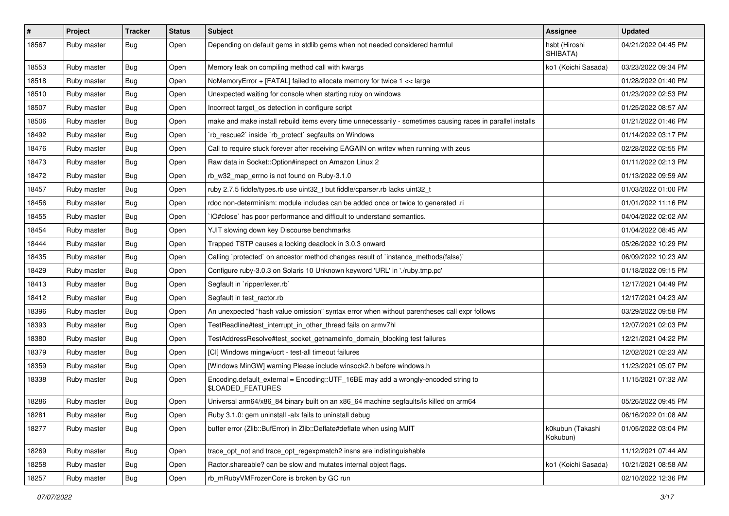| # | Project | Tracker | Status | Subject | Assignee | Updated |
|---|---|---|---|---|---|---|
| 18567 | Ruby master | Bug | Open | Depending on default gems in stdlib gems when not needed considered harmful | hsbt (Hiroshi SHIBATA) | 04/21/2022 04:45 PM |
| 18553 | Ruby master | Bug | Open | Memory leak on compiling method call with kwargs | ko1 (Koichi Sasada) | 03/23/2022 09:34 PM |
| 18518 | Ruby master | Bug | Open | NoMemoryError + [FATAL] failed to allocate memory for twice 1 << large | | 01/28/2022 01:40 PM |
| 18510 | Ruby master | Bug | Open | Unexpected waiting for console when starting ruby on windows | | 01/23/2022 02:53 PM |
| 18507 | Ruby master | Bug | Open | Incorrect target_os detection in configure script | | 01/25/2022 08:57 AM |
| 18506 | Ruby master | Bug | Open | make and make install rebuild items every time unnecessarily - sometimes causing races in parallel installs | | 01/21/2022 01:46 PM |
| 18492 | Ruby master | Bug | Open | `rb_rescue2` inside `rb_protect` segfaults on Windows | | 01/14/2022 03:17 PM |
| 18476 | Ruby master | Bug | Open | Call to require stuck forever after receiving EAGAIN on writev when running with zeus | | 02/28/2022 02:55 PM |
| 18473 | Ruby master | Bug | Open | Raw data in Socket::Option#inspect on Amazon Linux 2 | | 01/11/2022 02:13 PM |
| 18472 | Ruby master | Bug | Open | rb_w32_map_errno is not found on Ruby-3.1.0 | | 01/13/2022 09:59 AM |
| 18457 | Ruby master | Bug | Open | ruby 2.7.5 fiddle/types.rb use uint32_t but fiddle/cparser.rb lacks uint32_t | | 01/03/2022 01:00 PM |
| 18456 | Ruby master | Bug | Open | rdoc non-determinism: module includes can be added once or twice to generated .ri | | 01/01/2022 11:16 PM |
| 18455 | Ruby master | Bug | Open | `IO#close` has poor performance and difficult to understand semantics. | | 04/04/2022 02:02 AM |
| 18454 | Ruby master | Bug | Open | YJIT slowing down key Discourse benchmarks | | 01/04/2022 08:45 AM |
| 18444 | Ruby master | Bug | Open | Trapped TSTP causes a locking deadlock in 3.0.3 onward | | 05/26/2022 10:29 PM |
| 18435 | Ruby master | Bug | Open | Calling `protected` on ancestor method changes result of `instance_methods(false)` | | 06/09/2022 10:23 AM |
| 18429 | Ruby master | Bug | Open | Configure ruby-3.0.3 on Solaris 10 Unknown keyword 'URL' in './ruby.tmp.pc' | | 01/18/2022 09:15 PM |
| 18413 | Ruby master | Bug | Open | Segfault in `ripper/lexer.rb` | | 12/17/2021 04:49 PM |
| 18412 | Ruby master | Bug | Open | Segfault in test_ractor.rb | | 12/17/2021 04:23 AM |
| 18396 | Ruby master | Bug | Open | An unexpected "hash value omission" syntax error when without parentheses call expr follows | | 03/29/2022 09:58 PM |
| 18393 | Ruby master | Bug | Open | TestReadline#test_interrupt_in_other_thread fails on armv7hl | | 12/07/2021 02:03 PM |
| 18380 | Ruby master | Bug | Open | TestAddressResolve#test_socket_getnameinfo_domain_blocking test failures | | 12/21/2021 04:22 PM |
| 18379 | Ruby master | Bug | Open | [CI] Windows mingw/ucrt - test-all timeout failures | | 12/02/2021 02:23 AM |
| 18359 | Ruby master | Bug | Open | [Windows MinGW] warning Please include winsock2.h before windows.h | | 11/23/2021 05:07 PM |
| 18338 | Ruby master | Bug | Open | Encoding.default_external = Encoding::UTF_16BE may add a wrongly-encoded string to $LOADED_FEATURES | | 11/15/2021 07:32 AM |
| 18286 | Ruby master | Bug | Open | Universal arm64/x86_84 binary built on an x86_64 machine segfaults/is killed on arm64 | | 05/26/2022 09:45 PM |
| 18281 | Ruby master | Bug | Open | Ruby 3.1.0: gem uninstall -alx fails to uninstall debug | | 06/16/2022 01:08 AM |
| 18277 | Ruby master | Bug | Open | buffer error (Zlib::BufError) in Zlib::Deflate#deflate when using MJIT | k0kubun (Takashi Kokubun) | 01/05/2022 03:04 PM |
| 18269 | Ruby master | Bug | Open | trace_opt_not and trace_opt_regexpmatch2 insns are indistinguishable | | 11/12/2021 07:44 AM |
| 18258 | Ruby master | Bug | Open | Ractor.shareable? can be slow and mutates internal object flags. | ko1 (Koichi Sasada) | 10/21/2021 08:58 AM |
| 18257 | Ruby master | Bug | Open | rb_mRubyVMFrozenCore is broken by GC run | | 02/10/2022 12:36 PM |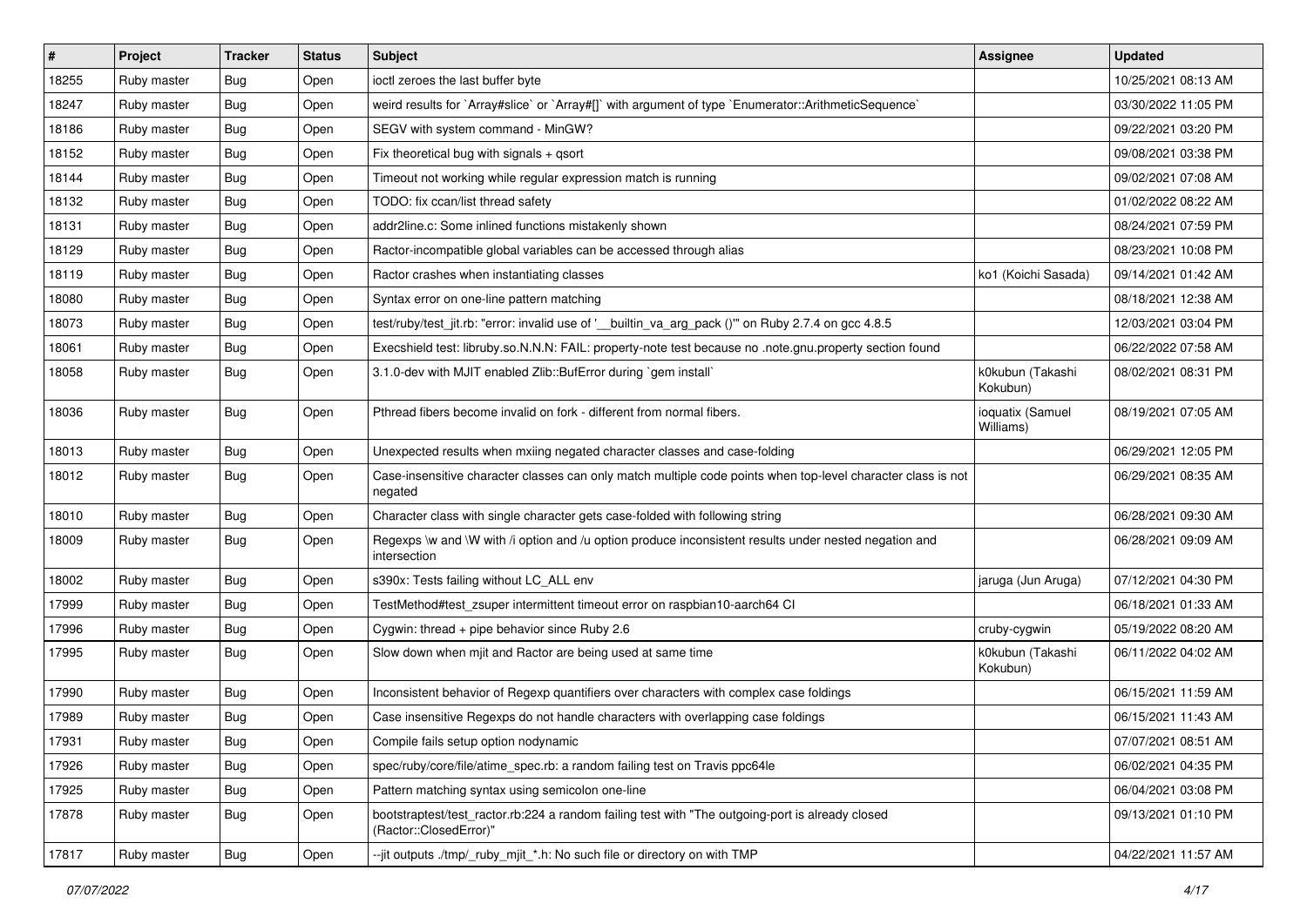| # | Project | Tracker | Status | Subject | Assignee | Updated |
|---|---|---|---|---|---|---|
| 18255 | Ruby master | Bug | Open | ioctl zeroes the last buffer byte | | 10/25/2021 08:13 AM |
| 18247 | Ruby master | Bug | Open | weird results for `Array#slice` or `Array#[]` with argument of type `Enumerator::ArithmeticSequence` | | 03/30/2022 11:05 PM |
| 18186 | Ruby master | Bug | Open | SEGV with system command - MinGW? | | 09/22/2021 03:20 PM |
| 18152 | Ruby master | Bug | Open | Fix theoretical bug with signals + qsort | | 09/08/2021 03:38 PM |
| 18144 | Ruby master | Bug | Open | Timeout not working while regular expression match is running | | 09/02/2021 07:08 AM |
| 18132 | Ruby master | Bug | Open | TODO: fix ccan/list thread safety | | 01/02/2022 08:22 AM |
| 18131 | Ruby master | Bug | Open | addr2line.c: Some inlined functions mistakenly shown | | 08/24/2021 07:59 PM |
| 18129 | Ruby master | Bug | Open | Ractor-incompatible global variables can be accessed through alias | | 08/23/2021 10:08 PM |
| 18119 | Ruby master | Bug | Open | Ractor crashes when instantiating classes | ko1 (Koichi Sasada) | 09/14/2021 01:42 AM |
| 18080 | Ruby master | Bug | Open | Syntax error on one-line pattern matching | | 08/18/2021 12:38 AM |
| 18073 | Ruby master | Bug | Open | test/ruby/test_jit.rb: "error: invalid use of '__builtin_va_arg_pack ()'" on Ruby 2.7.4 on gcc 4.8.5 | | 12/03/2021 03:04 PM |
| 18061 | Ruby master | Bug | Open | Execshield test: libruby.so.N.N.N: FAIL: property-note test because no .note.gnu.property section found | | 06/22/2022 07:58 AM |
| 18058 | Ruby master | Bug | Open | 3.1.0-dev with MJIT enabled Zlib::BufError during `gem install` | k0kubun (Takashi Kokubun) | 08/02/2021 08:31 PM |
| 18036 | Ruby master | Bug | Open | Pthread fibers become invalid on fork - different from normal fibers. | ioquatix (Samuel Williams) | 08/19/2021 07:05 AM |
| 18013 | Ruby master | Bug | Open | Unexpected results when mxiing negated character classes and case-folding | | 06/29/2021 12:05 PM |
| 18012 | Ruby master | Bug | Open | Case-insensitive character classes can only match multiple code points when top-level character class is not negated | | 06/29/2021 08:35 AM |
| 18010 | Ruby master | Bug | Open | Character class with single character gets case-folded with following string | | 06/28/2021 09:30 AM |
| 18009 | Ruby master | Bug | Open | Regexps \w and \W with /i option and /u option produce inconsistent results under nested negation and intersection | | 06/28/2021 09:09 AM |
| 18002 | Ruby master | Bug | Open | s390x: Tests failing without LC_ALL env | jaruga (Jun Aruga) | 07/12/2021 04:30 PM |
| 17999 | Ruby master | Bug | Open | TestMethod#test_zsuper intermittent timeout error on raspbian10-aarch64 CI | | 06/18/2021 01:33 AM |
| 17996 | Ruby master | Bug | Open | Cygwin: thread + pipe behavior since Ruby 2.6 | cruby-cygwin | 05/19/2022 08:20 AM |
| 17995 | Ruby master | Bug | Open | Slow down when mjit and Ractor are being used at same time | k0kubun (Takashi Kokubun) | 06/11/2022 04:02 AM |
| 17990 | Ruby master | Bug | Open | Inconsistent behavior of Regexp quantifiers over characters with complex case foldings | | 06/15/2021 11:59 AM |
| 17989 | Ruby master | Bug | Open | Case insensitive Regexps do not handle characters with overlapping case foldings | | 06/15/2021 11:43 AM |
| 17931 | Ruby master | Bug | Open | Compile fails setup option nodynamic | | 07/07/2021 08:51 AM |
| 17926 | Ruby master | Bug | Open | spec/ruby/core/file/atime_spec.rb: a random failing test on Travis ppc64le | | 06/02/2021 04:35 PM |
| 17925 | Ruby master | Bug | Open | Pattern matching syntax using semicolon one-line | | 06/04/2021 03:08 PM |
| 17878 | Ruby master | Bug | Open | bootstraptest/test_ractor.rb:224 a random failing test with "The outgoing-port is already closed (Ractor::ClosedError)" | | 09/13/2021 01:10 PM |
| 17817 | Ruby master | Bug | Open | --jit outputs ./tmp/_ruby_mjit_*.h: No such file or directory on with TMP | | 04/22/2021 11:57 AM |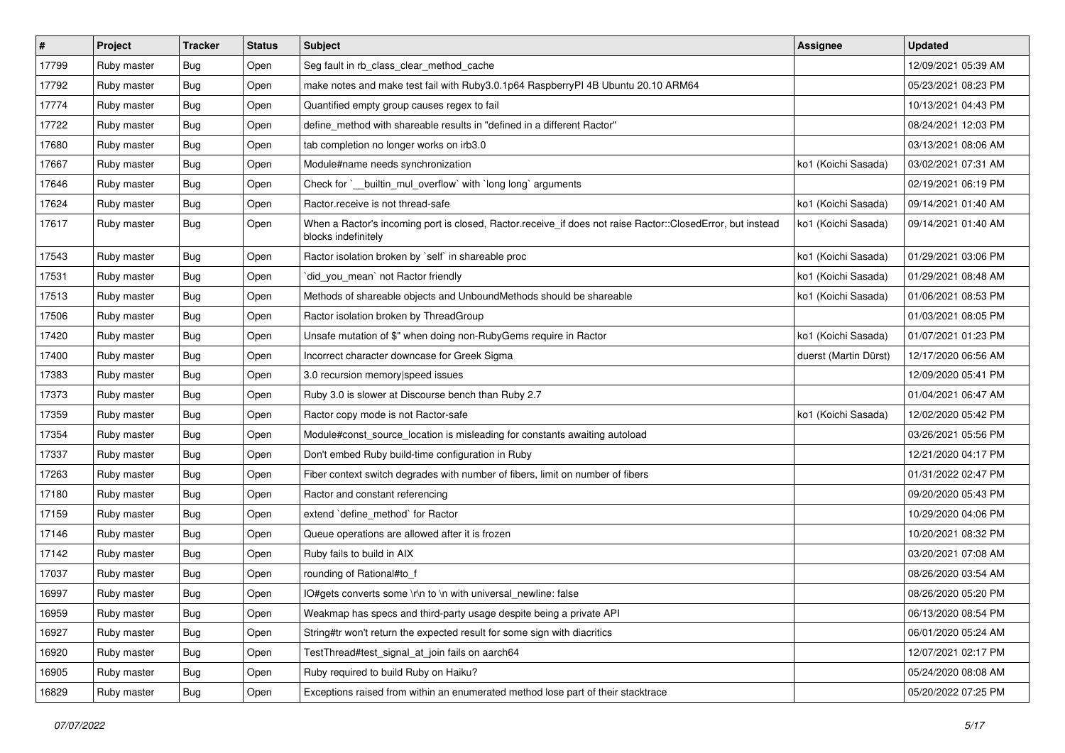| # | Project | Tracker | Status | Subject | Assignee | Updated |
| --- | --- | --- | --- | --- | --- | --- |
| 17799 | Ruby master | Bug | Open | Seg fault in rb_class_clear_method_cache | | 12/09/2021 05:39 AM |
| 17792 | Ruby master | Bug | Open | make notes and make test fail with Ruby3.0.1p64 RaspberryPI 4B Ubuntu 20.10 ARM64 | | 05/23/2021 08:23 PM |
| 17774 | Ruby master | Bug | Open | Quantified empty group causes regex to fail | | 10/13/2021 04:43 PM |
| 17722 | Ruby master | Bug | Open | define_method with shareable results in "defined in a different Ractor" | | 08/24/2021 12:03 PM |
| 17680 | Ruby master | Bug | Open | tab completion no longer works on irb3.0 | | 03/13/2021 08:06 AM |
| 17667 | Ruby master | Bug | Open | Module#name needs synchronization | ko1 (Koichi Sasada) | 03/02/2021 07:31 AM |
| 17646 | Ruby master | Bug | Open | Check for `__builtin_mul_overflow` with `long long` arguments | | 02/19/2021 06:19 PM |
| 17624 | Ruby master | Bug | Open | Ractor.receive is not thread-safe | ko1 (Koichi Sasada) | 09/14/2021 01:40 AM |
| 17617 | Ruby master | Bug | Open | When a Ractor's incoming port is closed, Ractor.receive_if does not raise Ractor::ClosedError, but instead blocks indefinitely | ko1 (Koichi Sasada) | 09/14/2021 01:40 AM |
| 17543 | Ruby master | Bug | Open | Ractor isolation broken by `self` in shareable proc | ko1 (Koichi Sasada) | 01/29/2021 03:06 PM |
| 17531 | Ruby master | Bug | Open | `did_you_mean` not Ractor friendly | ko1 (Koichi Sasada) | 01/29/2021 08:48 AM |
| 17513 | Ruby master | Bug | Open | Methods of shareable objects and UnboundMethods should be shareable | ko1 (Koichi Sasada) | 01/06/2021 08:53 PM |
| 17506 | Ruby master | Bug | Open | Ractor isolation broken by ThreadGroup | | 01/03/2021 08:05 PM |
| 17420 | Ruby master | Bug | Open | Unsafe mutation of $" when doing non-RubyGems require in Ractor | ko1 (Koichi Sasada) | 01/07/2021 01:23 PM |
| 17400 | Ruby master | Bug | Open | Incorrect character downcase for Greek Sigma | duerst (Martin Dürst) | 12/17/2020 06:56 AM |
| 17383 | Ruby master | Bug | Open | 3.0 recursion memory\|speed issues | | 12/09/2020 05:41 PM |
| 17373 | Ruby master | Bug | Open | Ruby 3.0 is slower at Discourse bench than Ruby 2.7 | | 01/04/2021 06:47 AM |
| 17359 | Ruby master | Bug | Open | Ractor copy mode is not Ractor-safe | ko1 (Koichi Sasada) | 12/02/2020 05:42 PM |
| 17354 | Ruby master | Bug | Open | Module#const_source_location is misleading for constants awaiting autoload | | 03/26/2021 05:56 PM |
| 17337 | Ruby master | Bug | Open | Don't embed Ruby build-time configuration in Ruby | | 12/21/2020 04:17 PM |
| 17263 | Ruby master | Bug | Open | Fiber context switch degrades with number of fibers, limit on number of fibers | | 01/31/2022 02:47 PM |
| 17180 | Ruby master | Bug | Open | Ractor and constant referencing | | 09/20/2020 05:43 PM |
| 17159 | Ruby master | Bug | Open | extend `define_method` for Ractor | | 10/29/2020 04:06 PM |
| 17146 | Ruby master | Bug | Open | Queue operations are allowed after it is frozen | | 10/20/2021 08:32 PM |
| 17142 | Ruby master | Bug | Open | Ruby fails to build in AIX | | 03/20/2021 07:08 AM |
| 17037 | Ruby master | Bug | Open | rounding of Rational#to_f | | 08/26/2020 03:54 AM |
| 16997 | Ruby master | Bug | Open | IO#gets converts some \r\n to \n with universal_newline: false | | 08/26/2020 05:20 PM |
| 16959 | Ruby master | Bug | Open | Weakmap has specs and third-party usage despite being a private API | | 06/13/2020 08:54 PM |
| 16927 | Ruby master | Bug | Open | String#tr won't return the expected result for some sign with diacritics | | 06/01/2020 05:24 AM |
| 16920 | Ruby master | Bug | Open | TestThread#test_signal_at_join fails on aarch64 | | 12/07/2021 02:17 PM |
| 16905 | Ruby master | Bug | Open | Ruby required to build Ruby on Haiku? | | 05/24/2020 08:08 AM |
| 16829 | Ruby master | Bug | Open | Exceptions raised from within an enumerated method lose part of their stacktrace | | 05/20/2022 07:25 PM |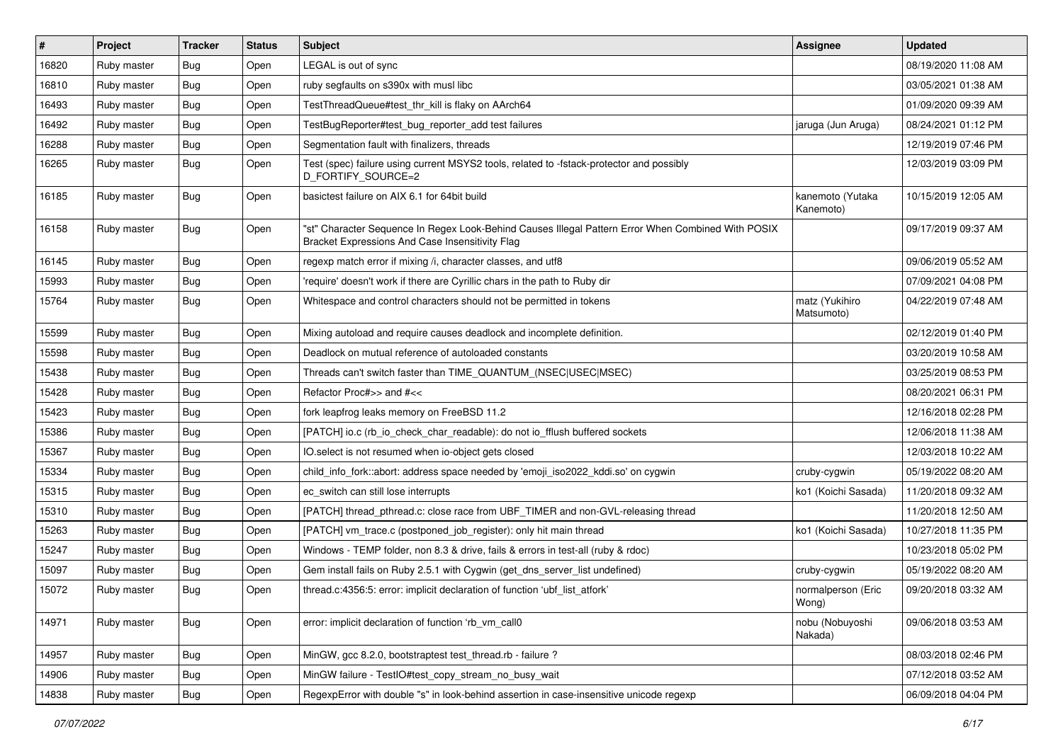| # | Project | Tracker | Status | Subject | Assignee | Updated |
|---|---|---|---|---|---|---|
| 16820 | Ruby master | Bug | Open | LEGAL is out of sync | | 08/19/2020 11:08 AM |
| 16810 | Ruby master | Bug | Open | ruby segfaults on s390x with musl libc | | 03/05/2021 01:38 AM |
| 16493 | Ruby master | Bug | Open | TestThreadQueue#test_thr_kill is flaky on AArch64 | | 01/09/2020 09:39 AM |
| 16492 | Ruby master | Bug | Open | TestBugReporter#test_bug_reporter_add test failures | jaruga (Jun Aruga) | 08/24/2021 01:12 PM |
| 16288 | Ruby master | Bug | Open | Segmentation fault with finalizers, threads | | 12/19/2019 07:46 PM |
| 16265 | Ruby master | Bug | Open | Test (spec) failure using current MSYS2 tools, related to -fstack-protector and possibly D_FORTIFY_SOURCE=2 | | 12/03/2019 03:09 PM |
| 16185 | Ruby master | Bug | Open | basictest failure on AIX 6.1 for 64bit build | kanemoto (Yutaka Kanemoto) | 10/15/2019 12:05 AM |
| 16158 | Ruby master | Bug | Open | "st" Character Sequence In Regex Look-Behind Causes Illegal Pattern Error When Combined With POSIX Bracket Expressions And Case Insensitivity Flag | | 09/17/2019 09:37 AM |
| 16145 | Ruby master | Bug | Open | regexp match error if mixing /i, character classes, and utf8 | | 09/06/2019 05:52 AM |
| 15993 | Ruby master | Bug | Open | 'require' doesn't work if there are Cyrillic chars in the path to Ruby dir | | 07/09/2021 04:08 PM |
| 15764 | Ruby master | Bug | Open | Whitespace and control characters should not be permitted in tokens | matz (Yukihiro Matsumoto) | 04/22/2019 07:48 AM |
| 15599 | Ruby master | Bug | Open | Mixing autoload and require causes deadlock and incomplete definition. | | 02/12/2019 01:40 PM |
| 15598 | Ruby master | Bug | Open | Deadlock on mutual reference of autoloaded constants | | 03/20/2019 10:58 AM |
| 15438 | Ruby master | Bug | Open | Threads can't switch faster than TIME_QUANTUM_(NSEC\|USEC\|MSEC) | | 03/25/2019 08:53 PM |
| 15428 | Ruby master | Bug | Open | Refactor Proc#>> and #<< | | 08/20/2021 06:31 PM |
| 15423 | Ruby master | Bug | Open | fork leapfrog leaks memory on FreeBSD 11.2 | | 12/16/2018 02:28 PM |
| 15386 | Ruby master | Bug | Open | [PATCH] io.c (rb_io_check_char_readable): do not io_fflush buffered sockets | | 12/06/2018 11:38 AM |
| 15367 | Ruby master | Bug | Open | IO.select is not resumed when io-object gets closed | | 12/03/2018 10:22 AM |
| 15334 | Ruby master | Bug | Open | child_info_fork::abort: address space needed by 'emoji_iso2022_kddi.so' on cygwin | cruby-cygwin | 05/19/2022 08:20 AM |
| 15315 | Ruby master | Bug | Open | ec_switch can still lose interrupts | ko1 (Koichi Sasada) | 11/20/2018 09:32 AM |
| 15310 | Ruby master | Bug | Open | [PATCH] thread_pthread.c: close race from UBF_TIMER and non-GVL-releasing thread | | 11/20/2018 12:50 AM |
| 15263 | Ruby master | Bug | Open | [PATCH] vm_trace.c (postponed_job_register): only hit main thread | ko1 (Koichi Sasada) | 10/27/2018 11:35 PM |
| 15247 | Ruby master | Bug | Open | Windows - TEMP folder, non 8.3 & drive, fails & errors in test-all (ruby & rdoc) | | 10/23/2018 05:02 PM |
| 15097 | Ruby master | Bug | Open | Gem install fails on Ruby 2.5.1 with Cygwin (get_dns_server_list undefined) | cruby-cygwin | 05/19/2022 08:20 AM |
| 15072 | Ruby master | Bug | Open | thread.c:4356:5: error: implicit declaration of function 'ubf_list_atfork' | normalperson (Eric Wong) | 09/20/2018 03:32 AM |
| 14971 | Ruby master | Bug | Open | error: implicit declaration of function 'rb_vm_call0 | nobu (Nobuyoshi Nakada) | 09/06/2018 03:53 AM |
| 14957 | Ruby master | Bug | Open | MinGW, gcc 8.2.0, bootstraptest test_thread.rb - failure ? | | 08/03/2018 02:46 PM |
| 14906 | Ruby master | Bug | Open | MinGW failure - TestIO#test_copy_stream_no_busy_wait | | 07/12/2018 03:52 AM |
| 14838 | Ruby master | Bug | Open | RegexpError with double "s" in look-behind assertion in case-insensitive unicode regexp | | 06/09/2018 04:04 PM |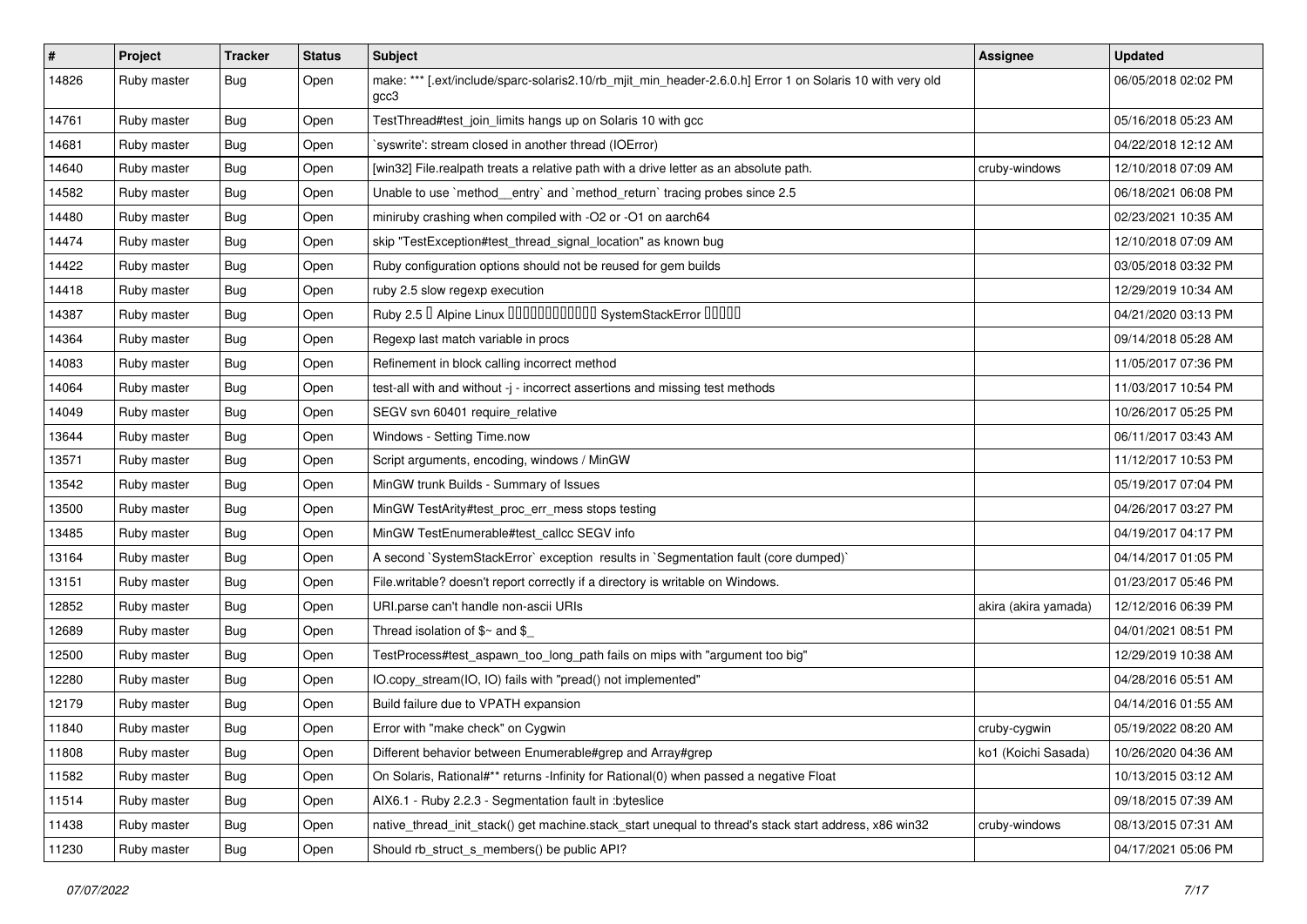| # | Project | Tracker | Status | Subject | Assignee | Updated |
|---|---|---|---|---|---|---|
| 14826 | Ruby master | Bug | Open | make: *** [.ext/include/sparc-solaris2.10/rb_mjit_min_header-2.6.0.h] Error 1 on Solaris 10 with very old gcc3 | | 06/05/2018 02:02 PM |
| 14761 | Ruby master | Bug | Open | TestThread#test_join_limits hangs up on Solaris 10 with gcc | | 05/16/2018 05:23 AM |
| 14681 | Ruby master | Bug | Open | `syswrite': stream closed in another thread (IOError) | | 04/22/2018 12:12 AM |
| 14640 | Ruby master | Bug | Open | [win32] File.realpath treats a relative path with a drive letter as an absolute path. | cruby-windows | 12/10/2018 07:09 AM |
| 14582 | Ruby master | Bug | Open | Unable to use `method__entry` and `method_return` tracing probes since 2.5 | | 06/18/2021 06:08 PM |
| 14480 | Ruby master | Bug | Open | miniruby crashing when compiled with -O2 or -O1 on aarch64 | | 02/23/2021 10:35 AM |
| 14474 | Ruby master | Bug | Open | skip "TestException#test_thread_signal_location" as known bug | | 12/10/2018 07:09 AM |
| 14422 | Ruby master | Bug | Open | Ruby configuration options should not be reused for gem builds | | 03/05/2018 03:32 PM |
| 14418 | Ruby master | Bug | Open | ruby 2.5 slow regexp execution | | 12/29/2019 10:34 AM |
| 14387 | Ruby master | Bug | Open | Ruby 2.5 � Alpine Linux ������������ SystemStackError ����� | | 04/21/2020 03:13 PM |
| 14364 | Ruby master | Bug | Open | Regexp last match variable in procs | | 09/14/2018 05:28 AM |
| 14083 | Ruby master | Bug | Open | Refinement in block calling incorrect method | | 11/05/2017 07:36 PM |
| 14064 | Ruby master | Bug | Open | test-all with and without -j - incorrect assertions and missing test methods | | 11/03/2017 10:54 PM |
| 14049 | Ruby master | Bug | Open | SEGV svn 60401 require_relative | | 10/26/2017 05:25 PM |
| 13644 | Ruby master | Bug | Open | Windows - Setting Time.now | | 06/11/2017 03:43 AM |
| 13571 | Ruby master | Bug | Open | Script arguments, encoding, windows / MinGW | | 11/12/2017 10:53 PM |
| 13542 | Ruby master | Bug | Open | MinGW trunk Builds - Summary of Issues | | 05/19/2017 07:04 PM |
| 13500 | Ruby master | Bug | Open | MinGW TestArity#test_proc_err_mess stops testing | | 04/26/2017 03:27 PM |
| 13485 | Ruby master | Bug | Open | MinGW TestEnumerable#test_callcc SEGV info | | 04/19/2017 04:17 PM |
| 13164 | Ruby master | Bug | Open | A second `SystemStackError` exception results in `Segmentation fault (core dumped)` | | 04/14/2017 01:05 PM |
| 13151 | Ruby master | Bug | Open | File.writable? doesn't report correctly if a directory is writable on Windows. | | 01/23/2017 05:46 PM |
| 12852 | Ruby master | Bug | Open | URI.parse can't handle non-ascii URIs | akira (akira yamada) | 12/12/2016 06:39 PM |
| 12689 | Ruby master | Bug | Open | Thread isolation of $~ and $_ | | 04/01/2021 08:51 PM |
| 12500 | Ruby master | Bug | Open | TestProcess#test_aspawn_too_long_path fails on mips with "argument too big" | | 12/29/2019 10:38 AM |
| 12280 | Ruby master | Bug | Open | IO.copy_stream(IO, IO) fails with "pread() not implemented" | | 04/28/2016 05:51 AM |
| 12179 | Ruby master | Bug | Open | Build failure due to VPATH expansion | | 04/14/2016 01:55 AM |
| 11840 | Ruby master | Bug | Open | Error with "make check" on Cygwin | cruby-cygwin | 05/19/2022 08:20 AM |
| 11808 | Ruby master | Bug | Open | Different behavior between Enumerable#grep and Array#grep | ko1 (Koichi Sasada) | 10/26/2020 04:36 AM |
| 11582 | Ruby master | Bug | Open | On Solaris, Rational#** returns -Infinity for Rational(0) when passed a negative Float | | 10/13/2015 03:12 AM |
| 11514 | Ruby master | Bug | Open | AIX6.1 - Ruby 2.2.3 - Segmentation fault in :byteslice | | 09/18/2015 07:39 AM |
| 11438 | Ruby master | Bug | Open | native_thread_init_stack() get machine.stack_start unequal to thread's stack start address, x86 win32 | cruby-windows | 08/13/2015 07:31 AM |
| 11230 | Ruby master | Bug | Open | Should rb_struct_s_members() be public API? | | 04/17/2021 05:06 PM |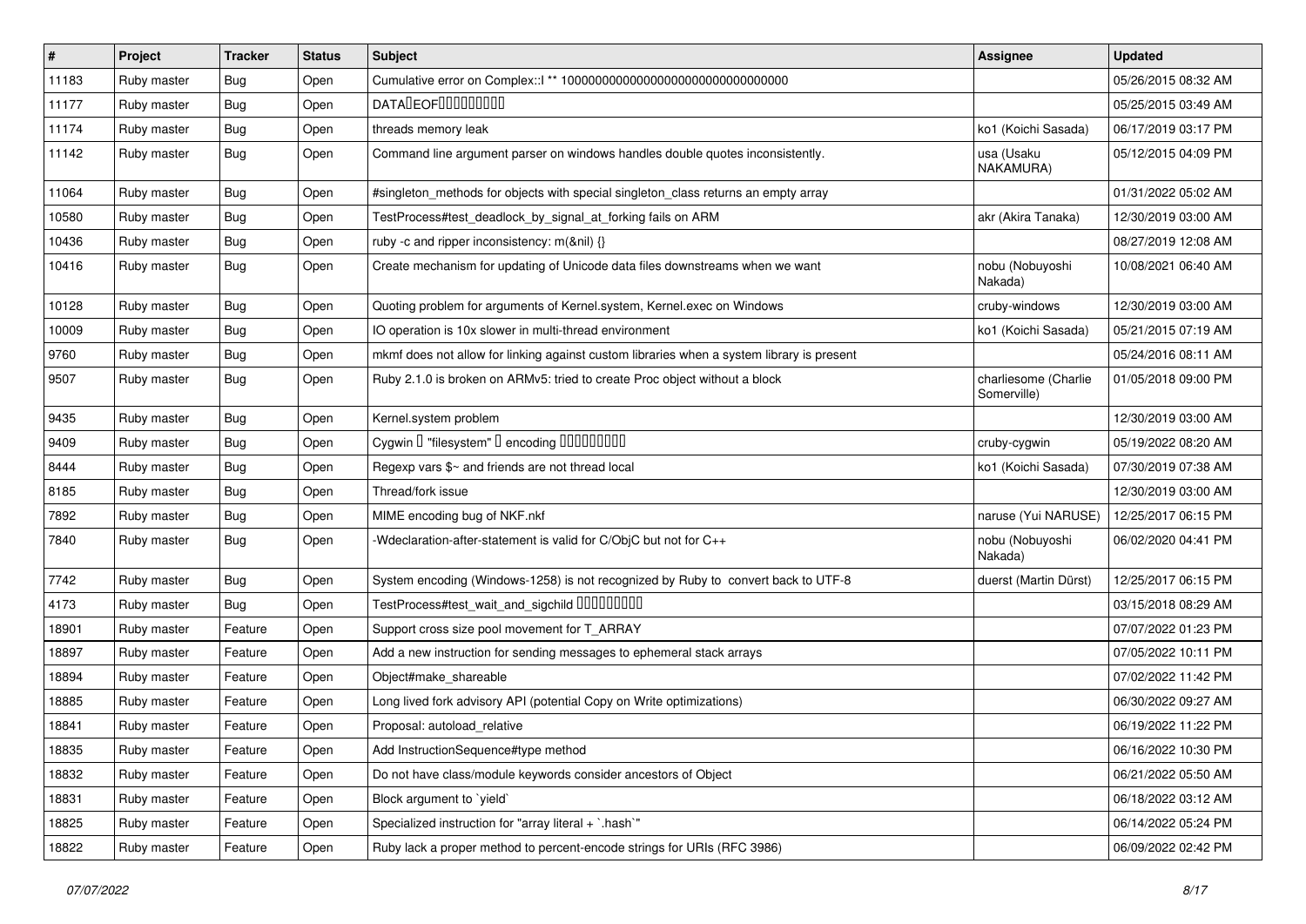| # | Project | Tracker | Status | Subject | Assignee | Updated |
| --- | --- | --- | --- | --- | --- | --- |
| 11183 | Ruby master | Bug | Open | Cumulative error on Complex::I ** 100000000000000000000000000000000 | | 05/26/2015 08:32 AM |
| 11177 | Ruby master | Bug | Open | DATA�EOF��������� | | 05/25/2015 03:49 AM |
| 11174 | Ruby master | Bug | Open | threads memory leak | ko1 (Koichi Sasada) | 06/17/2019 03:17 PM |
| 11142 | Ruby master | Bug | Open | Command line argument parser on windows handles double quotes inconsistently. | usa (Usaku NAKAMURA) | 05/12/2015 04:09 PM |
| 11064 | Ruby master | Bug | Open | #singleton_methods for objects with special singleton_class returns an empty array | | 01/31/2022 05:02 AM |
| 10580 | Ruby master | Bug | Open | TestProcess#test_deadlock_by_signal_at_forking fails on ARM | akr (Akira Tanaka) | 12/30/2019 03:00 AM |
| 10436 | Ruby master | Bug | Open | ruby -c and ripper inconsistency: m(&nil) {} | | 08/27/2019 12:08 AM |
| 10416 | Ruby master | Bug | Open | Create mechanism for updating of Unicode data files downstreams when we want | nobu (Nobuyoshi Nakada) | 10/08/2021 06:40 AM |
| 10128 | Ruby master | Bug | Open | Quoting problem for arguments of Kernel.system, Kernel.exec on Windows | cruby-windows | 12/30/2019 03:00 AM |
| 10009 | Ruby master | Bug | Open | IO operation is 10x slower in multi-thread environment | ko1 (Koichi Sasada) | 05/21/2015 07:19 AM |
| 9760 | Ruby master | Bug | Open | mkmf does not allow for linking against custom libraries when a system library is present | | 05/24/2016 08:11 AM |
| 9507 | Ruby master | Bug | Open | Ruby 2.1.0 is broken on ARMv5: tried to create Proc object without a block | charliesome (Charlie Somerville) | 01/05/2018 09:00 PM |
| 9435 | Ruby master | Bug | Open | Kernel.system problem | | 12/30/2019 03:00 AM |
| 9409 | Ruby master | Bug | Open | Cygwin � "filesystem" � encoding ��������� | cruby-cygwin | 05/19/2022 08:20 AM |
| 8444 | Ruby master | Bug | Open | Regexp vars $~ and friends are not thread local | ko1 (Koichi Sasada) | 07/30/2019 07:38 AM |
| 8185 | Ruby master | Bug | Open | Thread/fork issue | | 12/30/2019 03:00 AM |
| 7892 | Ruby master | Bug | Open | MIME encoding bug of NKF.nkf | naruse (Yui NARUSE) | 12/25/2017 06:15 PM |
| 7840 | Ruby master | Bug | Open | -Wdeclaration-after-statement is valid for C/ObjC but not for C++ | nobu (Nobuyoshi Nakada) | 06/02/2020 04:41 PM |
| 7742 | Ruby master | Bug | Open | System encoding (Windows-1258) is not recognized by Ruby to convert back to UTF-8 | duerst (Martin Dürst) | 12/25/2017 06:15 PM |
| 4173 | Ruby master | Bug | Open | TestProcess#test_wait_and_sigchild ��������� | | 03/15/2018 08:29 AM |
| 18901 | Ruby master | Feature | Open | Support cross size pool movement for T_ARRAY | | 07/07/2022 01:23 PM |
| 18897 | Ruby master | Feature | Open | Add a new instruction for sending messages to ephemeral stack arrays | | 07/05/2022 10:11 PM |
| 18894 | Ruby master | Feature | Open | Object#make_shareable | | 07/02/2022 11:42 PM |
| 18885 | Ruby master | Feature | Open | Long lived fork advisory API (potential Copy on Write optimizations) | | 06/30/2022 09:27 AM |
| 18841 | Ruby master | Feature | Open | Proposal: autoload_relative | | 06/19/2022 11:22 PM |
| 18835 | Ruby master | Feature | Open | Add InstructionSequence#type method | | 06/16/2022 10:30 PM |
| 18832 | Ruby master | Feature | Open | Do not have class/module keywords consider ancestors of Object | | 06/21/2022 05:50 AM |
| 18831 | Ruby master | Feature | Open | Block argument to `yield` | | 06/18/2022 03:12 AM |
| 18825 | Ruby master | Feature | Open | Specialized instruction for "array literal + `.hash`" | | 06/14/2022 05:24 PM |
| 18822 | Ruby master | Feature | Open | Ruby lack a proper method to percent-encode strings for URIs (RFC 3986) | | 06/09/2022 02:42 PM |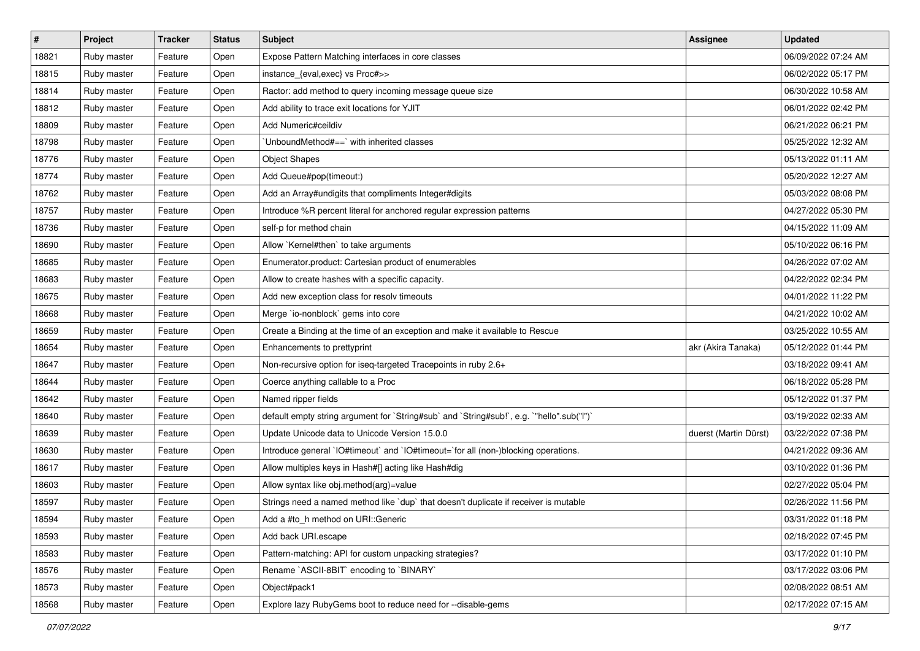| # | Project | Tracker | Status | Subject | Assignee | Updated |
|---|---|---|---|---|---|---|
| 18821 | Ruby master | Feature | Open | Expose Pattern Matching interfaces in core classes | | 06/09/2022 07:24 AM |
| 18815 | Ruby master | Feature | Open | instance_{eval,exec} vs Proc#>> | | 06/02/2022 05:17 PM |
| 18814 | Ruby master | Feature | Open | Ractor: add method to query incoming message queue size | | 06/30/2022 10:58 AM |
| 18812 | Ruby master | Feature | Open | Add ability to trace exit locations for YJIT | | 06/01/2022 02:42 PM |
| 18809 | Ruby master | Feature | Open | Add Numeric#ceildiv | | 06/21/2022 06:21 PM |
| 18798 | Ruby master | Feature | Open | `UnboundMethod#==` with inherited classes | | 05/25/2022 12:32 AM |
| 18776 | Ruby master | Feature | Open | Object Shapes | | 05/13/2022 01:11 AM |
| 18774 | Ruby master | Feature | Open | Add Queue#pop(timeout:) | | 05/20/2022 12:27 AM |
| 18762 | Ruby master | Feature | Open | Add an Array#undigits that compliments Integer#digits | | 05/03/2022 08:08 PM |
| 18757 | Ruby master | Feature | Open | Introduce %R percent literal for anchored regular expression patterns | | 04/27/2022 05:30 PM |
| 18736 | Ruby master | Feature | Open | self-p for method chain | | 04/15/2022 11:09 AM |
| 18690 | Ruby master | Feature | Open | Allow `Kernel#then` to take arguments | | 05/10/2022 06:16 PM |
| 18685 | Ruby master | Feature | Open | Enumerator.product: Cartesian product of enumerables | | 04/26/2022 07:02 AM |
| 18683 | Ruby master | Feature | Open | Allow to create hashes with a specific capacity. | | 04/22/2022 02:34 PM |
| 18675 | Ruby master | Feature | Open | Add new exception class for resolv timeouts | | 04/01/2022 11:22 PM |
| 18668 | Ruby master | Feature | Open | Merge `io-nonblock` gems into core | | 04/21/2022 10:02 AM |
| 18659 | Ruby master | Feature | Open | Create a Binding at the time of an exception and make it available to Rescue | | 03/25/2022 10:55 AM |
| 18654 | Ruby master | Feature | Open | Enhancements to prettyprint | akr (Akira Tanaka) | 05/12/2022 01:44 PM |
| 18647 | Ruby master | Feature | Open | Non-recursive option for iseq-targeted Tracepoints in ruby 2.6+ | | 03/18/2022 09:41 AM |
| 18644 | Ruby master | Feature | Open | Coerce anything callable to a Proc | | 06/18/2022 05:28 PM |
| 18642 | Ruby master | Feature | Open | Named ripper fields | | 05/12/2022 01:37 PM |
| 18640 | Ruby master | Feature | Open | default empty string argument for `String#sub` and `String#sub!`, e.g. `"hello".sub("l")` | | 03/19/2022 02:33 AM |
| 18639 | Ruby master | Feature | Open | Update Unicode data to Unicode Version 15.0.0 | duerst (Martin Dürst) | 03/22/2022 07:38 PM |
| 18630 | Ruby master | Feature | Open | Introduce general `IO#timeout` and `IO#timeout=`for all (non-)blocking operations. | | 04/21/2022 09:36 AM |
| 18617 | Ruby master | Feature | Open | Allow multiples keys in Hash#[] acting like Hash#dig | | 03/10/2022 01:36 PM |
| 18603 | Ruby master | Feature | Open | Allow syntax like obj.method(arg)=value | | 02/27/2022 05:04 PM |
| 18597 | Ruby master | Feature | Open | Strings need a named method like `dup` that doesn't duplicate if receiver is mutable | | 02/26/2022 11:56 PM |
| 18594 | Ruby master | Feature | Open | Add a #to_h method on URI::Generic | | 03/31/2022 01:18 PM |
| 18593 | Ruby master | Feature | Open | Add back URI.escape | | 02/18/2022 07:45 PM |
| 18583 | Ruby master | Feature | Open | Pattern-matching: API for custom unpacking strategies? | | 03/17/2022 01:10 PM |
| 18576 | Ruby master | Feature | Open | Rename `ASCII-8BIT` encoding to `BINARY` | | 03/17/2022 03:06 PM |
| 18573 | Ruby master | Feature | Open | Object#pack1 | | 02/08/2022 08:51 AM |
| 18568 | Ruby master | Feature | Open | Explore lazy RubyGems boot to reduce need for --disable-gems | | 02/17/2022 07:15 AM |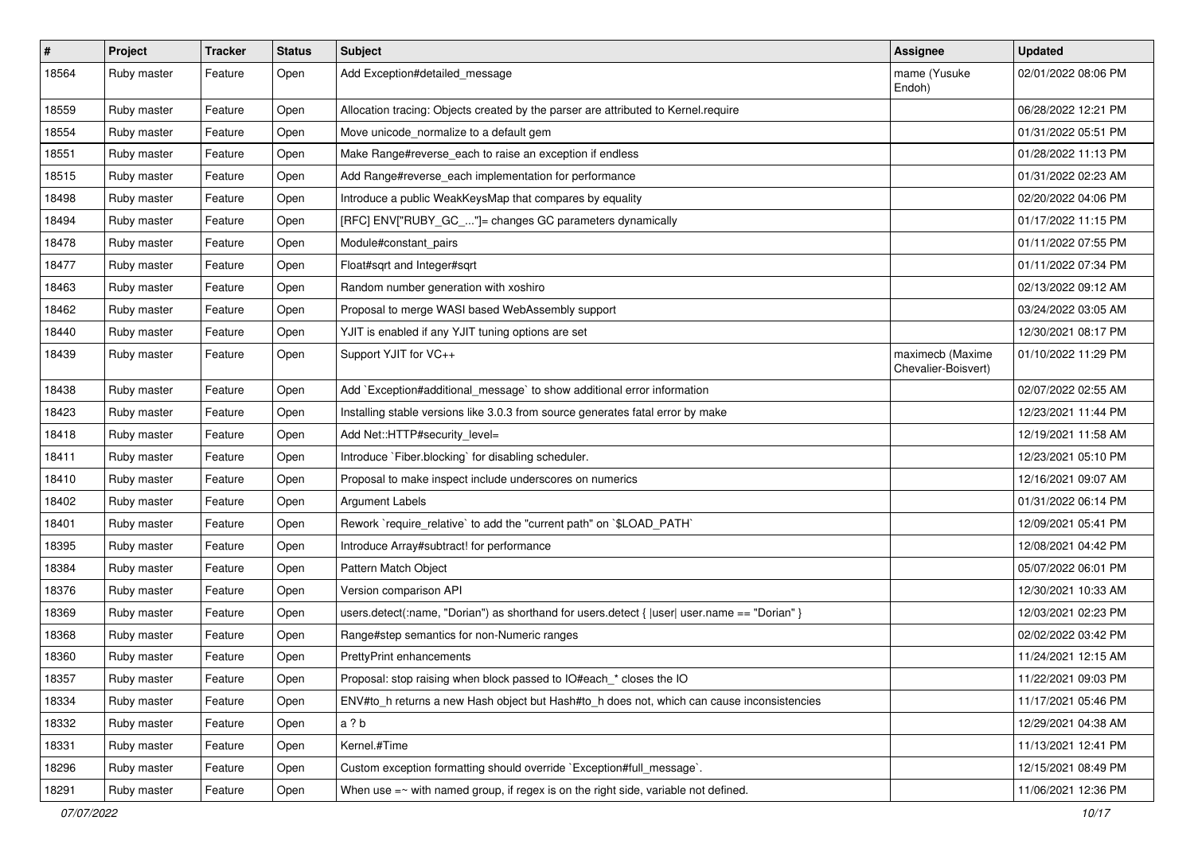| # | Project | Tracker | Status | Subject | Assignee | Updated |
|---|---|---|---|---|---|---|
| 18564 | Ruby master | Feature | Open | Add Exception#detailed_message | mame (Yusuke Endoh) | 02/01/2022 08:06 PM |
| 18559 | Ruby master | Feature | Open | Allocation tracing: Objects created by the parser are attributed to Kernel.require | | 06/28/2022 12:21 PM |
| 18554 | Ruby master | Feature | Open | Move unicode_normalize to a default gem | | 01/31/2022 05:51 PM |
| 18551 | Ruby master | Feature | Open | Make Range#reverse_each to raise an exception if endless | | 01/28/2022 11:13 PM |
| 18515 | Ruby master | Feature | Open | Add Range#reverse_each implementation for performance | | 01/31/2022 02:23 AM |
| 18498 | Ruby master | Feature | Open | Introduce a public WeakKeysMap that compares by equality | | 02/20/2022 04:06 PM |
| 18494 | Ruby master | Feature | Open | [RFC] ENV["RUBY_GC_..."]= changes GC parameters dynamically | | 01/17/2022 11:15 PM |
| 18478 | Ruby master | Feature | Open | Module#constant_pairs | | 01/11/2022 07:55 PM |
| 18477 | Ruby master | Feature | Open | Float#sqrt and Integer#sqrt | | 01/11/2022 07:34 PM |
| 18463 | Ruby master | Feature | Open | Random number generation with xoshiro | | 02/13/2022 09:12 AM |
| 18462 | Ruby master | Feature | Open | Proposal to merge WASI based WebAssembly support | | 03/24/2022 03:05 AM |
| 18440 | Ruby master | Feature | Open | YJIT is enabled if any YJIT tuning options are set | | 12/30/2021 08:17 PM |
| 18439 | Ruby master | Feature | Open | Support YJIT for VC++ | maximecb (Maxime Chevalier-Boisvert) | 01/10/2022 11:29 PM |
| 18438 | Ruby master | Feature | Open | Add `Exception#additional_message` to show additional error information | | 02/07/2022 02:55 AM |
| 18423 | Ruby master | Feature | Open | Installing stable versions like 3.0.3 from source generates fatal error by make | | 12/23/2021 11:44 PM |
| 18418 | Ruby master | Feature | Open | Add Net::HTTP#security_level= | | 12/19/2021 11:58 AM |
| 18411 | Ruby master | Feature | Open | Introduce `Fiber.blocking` for disabling scheduler. | | 12/23/2021 05:10 PM |
| 18410 | Ruby master | Feature | Open | Proposal to make inspect include underscores on numerics | | 12/16/2021 09:07 AM |
| 18402 | Ruby master | Feature | Open | Argument Labels | | 01/31/2022 06:14 PM |
| 18401 | Ruby master | Feature | Open | Rework `require_relative` to add the "current path" on `$LOAD_PATH` | | 12/09/2021 05:41 PM |
| 18395 | Ruby master | Feature | Open | Introduce Array#subtract! for performance | | 12/08/2021 04:42 PM |
| 18384 | Ruby master | Feature | Open | Pattern Match Object | | 05/07/2022 06:01 PM |
| 18376 | Ruby master | Feature | Open | Version comparison API | | 12/30/2021 10:33 AM |
| 18369 | Ruby master | Feature | Open | users.detect(:name, "Dorian") as shorthand for users.detect { \|user\| user.name == "Dorian" } | | 12/03/2021 02:23 PM |
| 18368 | Ruby master | Feature | Open | Range#step semantics for non-Numeric ranges | | 02/02/2022 03:42 PM |
| 18360 | Ruby master | Feature | Open | PrettyPrint enhancements | | 11/24/2021 12:15 AM |
| 18357 | Ruby master | Feature | Open | Proposal: stop raising when block passed to IO#each_* closes the IO | | 11/22/2021 09:03 PM |
| 18334 | Ruby master | Feature | Open | ENV#to_h returns a new Hash object but Hash#to_h does not, which can cause inconsistencies | | 11/17/2021 05:46 PM |
| 18332 | Ruby master | Feature | Open | a ? b | | 12/29/2021 04:38 AM |
| 18331 | Ruby master | Feature | Open | Kernel.#Time | | 11/13/2021 12:41 PM |
| 18296 | Ruby master | Feature | Open | Custom exception formatting should override `Exception#full_message`. | | 12/15/2021 08:49 PM |
| 18291 | Ruby master | Feature | Open | When use =~ with named group, if regex is on the right side, variable not defined. | | 11/06/2021 12:36 PM |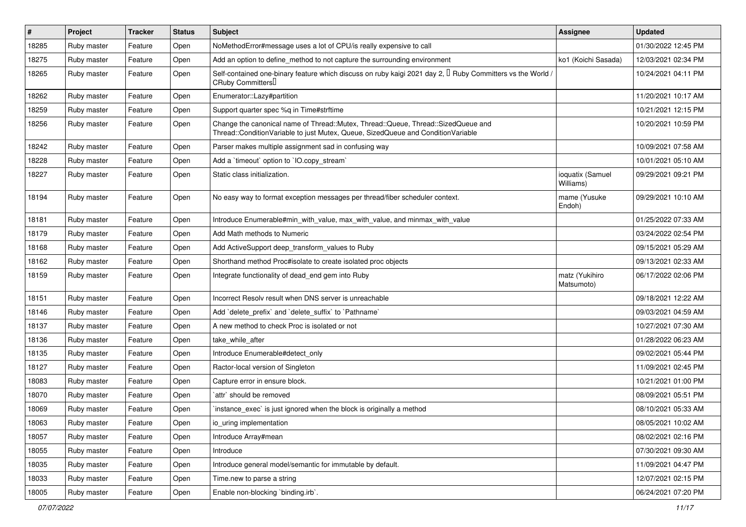| # | Project | Tracker | Status | Subject | Assignee | Updated |
|---|---|---|---|---|---|---|
| 18285 | Ruby master | Feature | Open | NoMethodError#message uses a lot of CPU/is really expensive to call | | 01/30/2022 12:45 PM |
| 18275 | Ruby master | Feature | Open | Add an option to define_method to not capture the surrounding environment | ko1 (Koichi Sasada) | 12/03/2021 02:34 PM |
| 18265 | Ruby master | Feature | Open | Self-contained one-binary feature which discuss on ruby kaigi 2021 day 2, 「Ruby Committers vs the World / CRuby Committers」 | | 10/24/2021 04:11 PM |
| 18262 | Ruby master | Feature | Open | Enumerator::Lazy#partition | | 11/20/2021 10:17 AM |
| 18259 | Ruby master | Feature | Open | Support quarter spec %q in Time#strftime | | 10/21/2021 12:15 PM |
| 18256 | Ruby master | Feature | Open | Change the canonical name of Thread::Mutex, Thread::Queue, Thread::SizedQueue and Thread::ConditionVariable to just Mutex, Queue, SizedQueue and ConditionVariable | | 10/20/2021 10:59 PM |
| 18242 | Ruby master | Feature | Open | Parser makes multiple assignment sad in confusing way | | 10/09/2021 07:58 AM |
| 18228 | Ruby master | Feature | Open | Add a `timeout` option to `IO.copy_stream` | | 10/01/2021 05:10 AM |
| 18227 | Ruby master | Feature | Open | Static class initialization. | ioquatix (Samuel Williams) | 09/29/2021 09:21 PM |
| 18194 | Ruby master | Feature | Open | No easy way to format exception messages per thread/fiber scheduler context. | mame (Yusuke Endoh) | 09/29/2021 10:10 AM |
| 18181 | Ruby master | Feature | Open | Introduce Enumerable#min_with_value, max_with_value, and minmax_with_value | | 01/25/2022 07:33 AM |
| 18179 | Ruby master | Feature | Open | Add Math methods to Numeric | | 03/24/2022 02:54 PM |
| 18168 | Ruby master | Feature | Open | Add ActiveSupport deep_transform_values to Ruby | | 09/15/2021 05:29 AM |
| 18162 | Ruby master | Feature | Open | Shorthand method Proc#isolate to create isolated proc objects | | 09/13/2021 02:33 AM |
| 18159 | Ruby master | Feature | Open | Integrate functionality of dead_end gem into Ruby | matz (Yukihiro Matsumoto) | 06/17/2022 02:06 PM |
| 18151 | Ruby master | Feature | Open | Incorrect Resolv result when DNS server is unreachable | | 09/18/2021 12:22 AM |
| 18146 | Ruby master | Feature | Open | Add `delete_prefix` and `delete_suffix` to `Pathname` | | 09/03/2021 04:59 AM |
| 18137 | Ruby master | Feature | Open | A new method to check Proc is isolated or not | | 10/27/2021 07:30 AM |
| 18136 | Ruby master | Feature | Open | take_while_after | | 01/28/2022 06:23 AM |
| 18135 | Ruby master | Feature | Open | Introduce Enumerable#detect_only | | 09/02/2021 05:44 PM |
| 18127 | Ruby master | Feature | Open | Ractor-local version of Singleton | | 11/09/2021 02:45 PM |
| 18083 | Ruby master | Feature | Open | Capture error in ensure block. | | 10/21/2021 01:00 PM |
| 18070 | Ruby master | Feature | Open | `attr` should be removed | | 08/09/2021 05:51 PM |
| 18069 | Ruby master | Feature | Open | `instance_exec` is just ignored when the block is originally a method | | 08/10/2021 05:33 AM |
| 18063 | Ruby master | Feature | Open | io_uring implementation | | 08/05/2021 10:02 AM |
| 18057 | Ruby master | Feature | Open | Introduce Array#mean | | 08/02/2021 02:16 PM |
| 18055 | Ruby master | Feature | Open | Introduce | | 07/30/2021 09:30 AM |
| 18035 | Ruby master | Feature | Open | Introduce general model/semantic for immutable by default. | | 11/09/2021 04:47 PM |
| 18033 | Ruby master | Feature | Open | Time.new to parse a string | | 12/07/2021 02:15 PM |
| 18005 | Ruby master | Feature | Open | Enable non-blocking `binding.irb`. | | 06/24/2021 07:20 PM |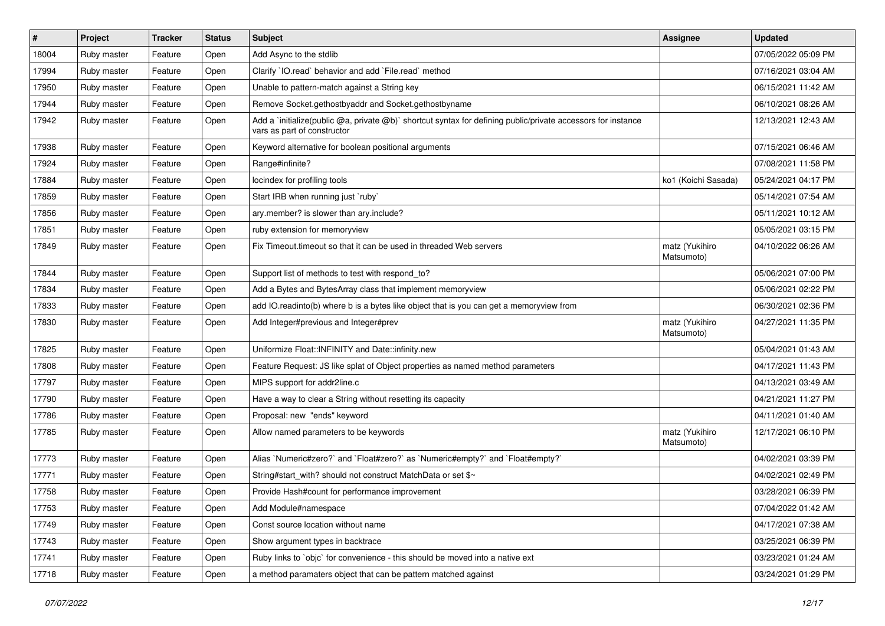| # | Project | Tracker | Status | Subject | Assignee | Updated |
|---|---|---|---|---|---|---|
| 18004 | Ruby master | Feature | Open | Add Async to the stdlib | | 07/05/2022 05:09 PM |
| 17994 | Ruby master | Feature | Open | Clarify `IO.read` behavior and add `File.read` method | | 07/16/2021 03:04 AM |
| 17950 | Ruby master | Feature | Open | Unable to pattern-match against a String key | | 06/15/2021 11:42 AM |
| 17944 | Ruby master | Feature | Open | Remove Socket.gethostbyaddr and Socket.gethostbyname | | 06/10/2021 08:26 AM |
| 17942 | Ruby master | Feature | Open | Add a `initialize(public @a, private @b)` shortcut syntax for defining public/private accessors for instance vars as part of constructor | | 12/13/2021 12:43 AM |
| 17938 | Ruby master | Feature | Open | Keyword alternative for boolean positional arguments | | 07/15/2021 06:46 AM |
| 17924 | Ruby master | Feature | Open | Range#infinite? | | 07/08/2021 11:58 PM |
| 17884 | Ruby master | Feature | Open | locindex for profiling tools | ko1 (Koichi Sasada) | 05/24/2021 04:17 PM |
| 17859 | Ruby master | Feature | Open | Start IRB when running just `ruby` | | 05/14/2021 07:54 AM |
| 17856 | Ruby master | Feature | Open | ary.member? is slower than ary.include? | | 05/11/2021 10:12 AM |
| 17851 | Ruby master | Feature | Open | ruby extension for memoryview | | 05/05/2021 03:15 PM |
| 17849 | Ruby master | Feature | Open | Fix Timeout.timeout so that it can be used in threaded Web servers | matz (Yukihiro Matsumoto) | 04/10/2022 06:26 AM |
| 17844 | Ruby master | Feature | Open | Support list of methods to test with respond_to? | | 05/06/2021 07:00 PM |
| 17834 | Ruby master | Feature | Open | Add a Bytes and BytesArray class that implement memoryview | | 05/06/2021 02:22 PM |
| 17833 | Ruby master | Feature | Open | add IO.readinto(b) where b is a bytes like object that is you can get a memoryview from | | 06/30/2021 02:36 PM |
| 17830 | Ruby master | Feature | Open | Add Integer#previous and Integer#prev | matz (Yukihiro Matsumoto) | 04/27/2021 11:35 PM |
| 17825 | Ruby master | Feature | Open | Uniformize Float::INFINITY and Date::infinity.new | | 05/04/2021 01:43 AM |
| 17808 | Ruby master | Feature | Open | Feature Request: JS like splat of Object properties as named method parameters | | 04/17/2021 11:43 PM |
| 17797 | Ruby master | Feature | Open | MIPS support for addr2line.c | | 04/13/2021 03:49 AM |
| 17790 | Ruby master | Feature | Open | Have a way to clear a String without resetting its capacity | | 04/21/2021 11:27 PM |
| 17786 | Ruby master | Feature | Open | Proposal: new "ends" keyword | | 04/11/2021 01:40 AM |
| 17785 | Ruby master | Feature | Open | Allow named parameters to be keywords | matz (Yukihiro Matsumoto) | 12/17/2021 06:10 PM |
| 17773 | Ruby master | Feature | Open | Alias `Numeric#zero?` and `Float#zero?` as `Numeric#empty?` and `Float#empty?` | | 04/02/2021 03:39 PM |
| 17771 | Ruby master | Feature | Open | String#start_with? should not construct MatchData or set $~ | | 04/02/2021 02:49 PM |
| 17758 | Ruby master | Feature | Open | Provide Hash#count for performance improvement | | 03/28/2021 06:39 PM |
| 17753 | Ruby master | Feature | Open | Add Module#namespace | | 07/04/2022 01:42 AM |
| 17749 | Ruby master | Feature | Open | Const source location without name | | 04/17/2021 07:38 AM |
| 17743 | Ruby master | Feature | Open | Show argument types in backtrace | | 03/25/2021 06:39 PM |
| 17741 | Ruby master | Feature | Open | Ruby links to `objc` for convenience - this should be moved into a native ext | | 03/23/2021 01:24 AM |
| 17718 | Ruby master | Feature | Open | a method paramaters object that can be pattern matched against | | 03/24/2021 01:29 PM |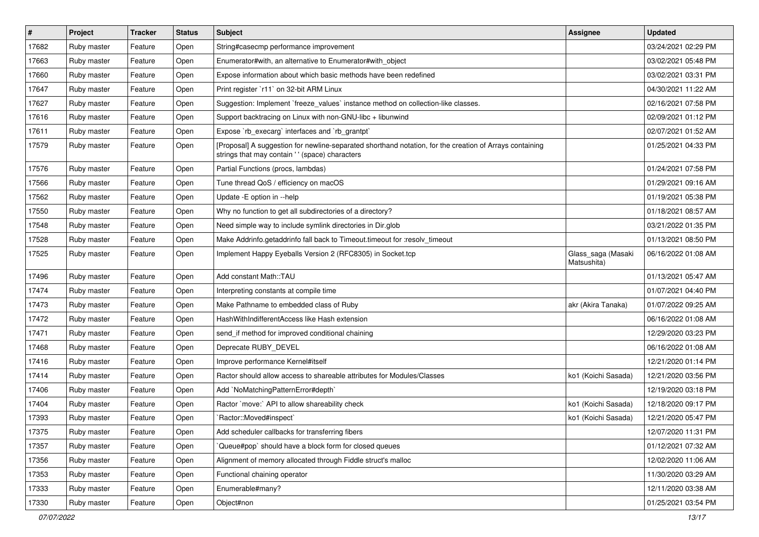| # | Project | Tracker | Status | Subject | Assignee | Updated |
|---|---|---|---|---|---|---|
| 17682 | Ruby master | Feature | Open | String#casecmp performance improvement | | 03/24/2021 02:29 PM |
| 17663 | Ruby master | Feature | Open | Enumerator#with, an alternative to Enumerator#with_object | | 03/02/2021 05:48 PM |
| 17660 | Ruby master | Feature | Open | Expose information about which basic methods have been redefined | | 03/02/2021 03:31 PM |
| 17647 | Ruby master | Feature | Open | Print register `r11` on 32-bit ARM Linux | | 04/30/2021 11:22 AM |
| 17627 | Ruby master | Feature | Open | Suggestion: Implement `freeze_values` instance method on collection-like classes. | | 02/16/2021 07:58 PM |
| 17616 | Ruby master | Feature | Open | Support backtracing on Linux with non-GNU-libc + libunwind | | 02/09/2021 01:12 PM |
| 17611 | Ruby master | Feature | Open | Expose `rb_execarg` interfaces and `rb_grantpt` | | 02/07/2021 01:52 AM |
| 17579 | Ruby master | Feature | Open | [Proposal] A suggestion for newline-separated shorthand notation, for the creation of Arrays containing strings that may contain ' ' (space) characters | | 01/25/2021 04:33 PM |
| 17576 | Ruby master | Feature | Open | Partial Functions (procs, lambdas) | | 01/24/2021 07:58 PM |
| 17566 | Ruby master | Feature | Open | Tune thread QoS / efficiency on macOS | | 01/29/2021 09:16 AM |
| 17562 | Ruby master | Feature | Open | Update -E option in --help | | 01/19/2021 05:38 PM |
| 17550 | Ruby master | Feature | Open | Why no function to get all subdirectories of a directory? | | 01/18/2021 08:57 AM |
| 17548 | Ruby master | Feature | Open | Need simple way to include symlink directories in Dir.glob | | 03/21/2022 01:35 PM |
| 17528 | Ruby master | Feature | Open | Make Addrinfo.getaddrinfo fall back to Timeout.timeout for :resolv_timeout | | 01/13/2021 08:50 PM |
| 17525 | Ruby master | Feature | Open | Implement Happy Eyeballs Version 2 (RFC8305) in Socket.tcp | Glass_saga (Masaki Matsushita) | 06/16/2022 01:08 AM |
| 17496 | Ruby master | Feature | Open | Add constant Math::TAU | | 01/13/2021 05:47 AM |
| 17474 | Ruby master | Feature | Open | Interpreting constants at compile time | | 01/07/2021 04:40 PM |
| 17473 | Ruby master | Feature | Open | Make Pathname to embedded class of Ruby | akr (Akira Tanaka) | 01/07/2022 09:25 AM |
| 17472 | Ruby master | Feature | Open | HashWithIndifferentAccess like Hash extension | | 06/16/2022 01:08 AM |
| 17471 | Ruby master | Feature | Open | send_if method for improved conditional chaining | | 12/29/2020 03:23 PM |
| 17468 | Ruby master | Feature | Open | Deprecate RUBY_DEVEL | | 06/16/2022 01:08 AM |
| 17416 | Ruby master | Feature | Open | Improve performance Kernel#itself | | 12/21/2020 01:14 PM |
| 17414 | Ruby master | Feature | Open | Ractor should allow access to shareable attributes for Modules/Classes | ko1 (Koichi Sasada) | 12/21/2020 03:56 PM |
| 17406 | Ruby master | Feature | Open | Add `NoMatchingPatternError#depth` | | 12/19/2020 03:18 PM |
| 17404 | Ruby master | Feature | Open | Ractor `move:` API to allow shareability check | ko1 (Koichi Sasada) | 12/18/2020 09:17 PM |
| 17393 | Ruby master | Feature | Open | `Ractor::Moved#inspect` | ko1 (Koichi Sasada) | 12/21/2020 05:47 PM |
| 17375 | Ruby master | Feature | Open | Add scheduler callbacks for transferring fibers | | 12/07/2020 11:31 PM |
| 17357 | Ruby master | Feature | Open | `Queue#pop` should have a block form for closed queues | | 01/12/2021 07:32 AM |
| 17356 | Ruby master | Feature | Open | Alignment of memory allocated through Fiddle struct's malloc | | 12/02/2020 11:06 AM |
| 17353 | Ruby master | Feature | Open | Functional chaining operator | | 11/30/2020 03:29 AM |
| 17333 | Ruby master | Feature | Open | Enumerable#many? | | 12/11/2020 03:38 AM |
| 17330 | Ruby master | Feature | Open | Object#non | | 01/25/2021 03:54 PM |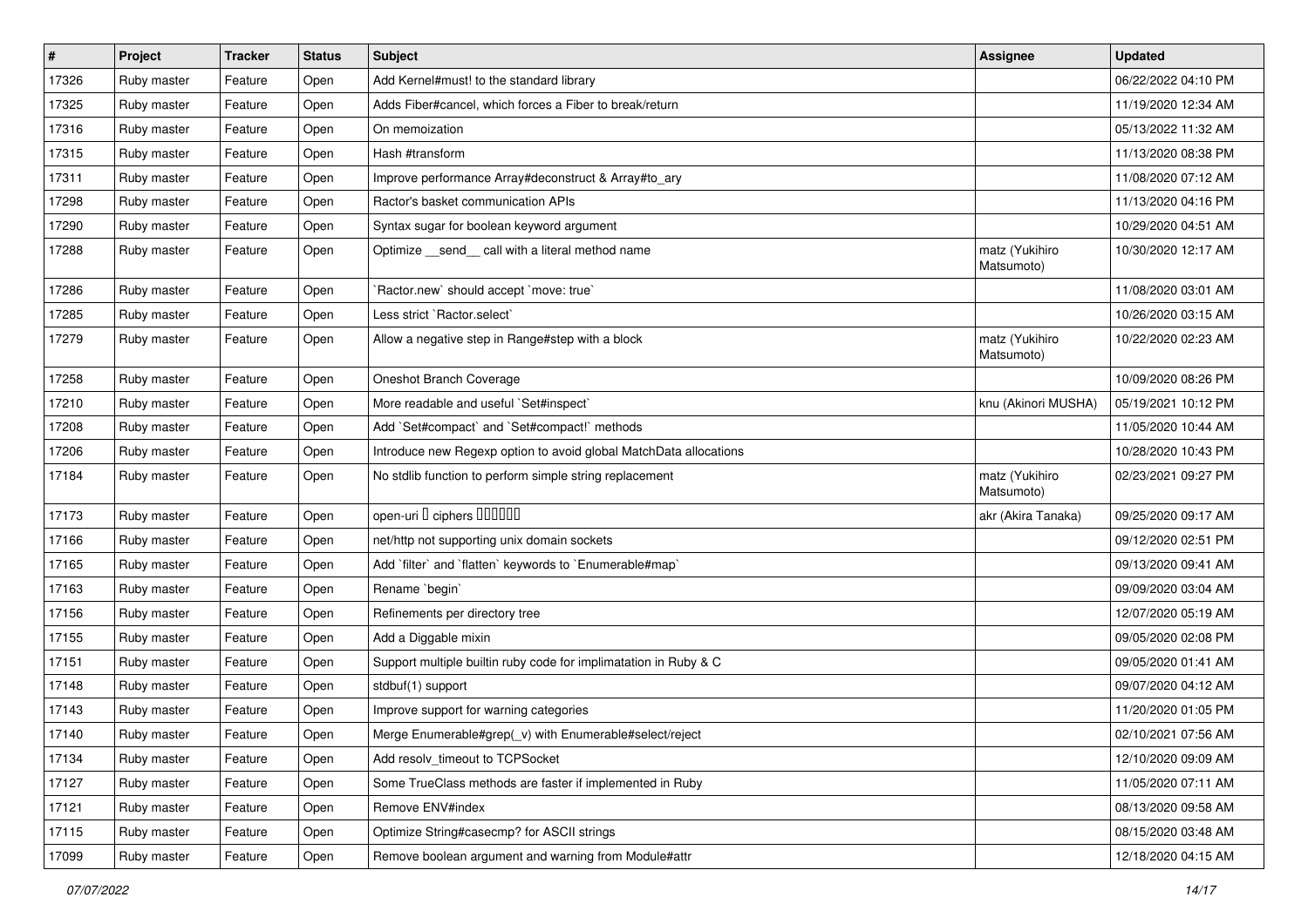| # | Project | Tracker | Status | Subject | Assignee | Updated |
|---|---|---|---|---|---|---|
| 17326 | Ruby master | Feature | Open | Add Kernel#must! to the standard library | | 06/22/2022 04:10 PM |
| 17325 | Ruby master | Feature | Open | Adds Fiber#cancel, which forces a Fiber to break/return | | 11/19/2020 12:34 AM |
| 17316 | Ruby master | Feature | Open | On memoization | | 05/13/2022 11:32 AM |
| 17315 | Ruby master | Feature | Open | Hash #transform | | 11/13/2020 08:38 PM |
| 17311 | Ruby master | Feature | Open | Improve performance Array#deconstruct & Array#to_ary | | 11/08/2020 07:12 AM |
| 17298 | Ruby master | Feature | Open | Ractor's basket communication APIs | | 11/13/2020 04:16 PM |
| 17290 | Ruby master | Feature | Open | Syntax sugar for boolean keyword argument | | 10/29/2020 04:51 AM |
| 17288 | Ruby master | Feature | Open | Optimize __send__ call with a literal method name | matz (Yukihiro Matsumoto) | 10/30/2020 12:17 AM |
| 17286 | Ruby master | Feature | Open | `Ractor.new` should accept `move: true` | | 11/08/2020 03:01 AM |
| 17285 | Ruby master | Feature | Open | Less strict `Ractor.select` | | 10/26/2020 03:15 AM |
| 17279 | Ruby master | Feature | Open | Allow a negative step in Range#step with a block | matz (Yukihiro Matsumoto) | 10/22/2020 02:23 AM |
| 17258 | Ruby master | Feature | Open | Oneshot Branch Coverage | | 10/09/2020 08:26 PM |
| 17210 | Ruby master | Feature | Open | More readable and useful `Set#inspect` | knu (Akinori MUSHA) | 05/19/2021 10:12 PM |
| 17208 | Ruby master | Feature | Open | Add `Set#compact` and `Set#compact!` methods | | 11/05/2020 10:44 AM |
| 17206 | Ruby master | Feature | Open | Introduce new Regexp option to avoid global MatchData allocations | | 10/28/2020 10:43 PM |
| 17184 | Ruby master | Feature | Open | No stdlib function to perform simple string replacement | matz (Yukihiro Matsumoto) | 02/23/2021 09:27 PM |
| 17173 | Ruby master | Feature | Open | open-uri で ciphers を設定したい | akr (Akira Tanaka) | 09/25/2020 09:17 AM |
| 17166 | Ruby master | Feature | Open | net/http not supporting unix domain sockets | | 09/12/2020 02:51 PM |
| 17165 | Ruby master | Feature | Open | Add `filter` and `flatten` keywords to `Enumerable#map` | | 09/13/2020 09:41 AM |
| 17163 | Ruby master | Feature | Open | Rename `begin` | | 09/09/2020 03:04 AM |
| 17156 | Ruby master | Feature | Open | Refinements per directory tree | | 12/07/2020 05:19 AM |
| 17155 | Ruby master | Feature | Open | Add a Diggable mixin | | 09/05/2020 02:08 PM |
| 17151 | Ruby master | Feature | Open | Support multiple builtin ruby code for implimatation in Ruby & C | | 09/05/2020 01:41 AM |
| 17148 | Ruby master | Feature | Open | stdbuf(1) support | | 09/07/2020 04:12 AM |
| 17143 | Ruby master | Feature | Open | Improve support for warning categories | | 11/20/2020 01:05 PM |
| 17140 | Ruby master | Feature | Open | Merge Enumerable#grep(_v) with Enumerable#select/reject | | 02/10/2021 07:56 AM |
| 17134 | Ruby master | Feature | Open | Add resolv_timeout to TCPSocket | | 12/10/2020 09:09 AM |
| 17127 | Ruby master | Feature | Open | Some TrueClass methods are faster if implemented in Ruby | | 11/05/2020 07:11 AM |
| 17121 | Ruby master | Feature | Open | Remove ENV#index | | 08/13/2020 09:58 AM |
| 17115 | Ruby master | Feature | Open | Optimize String#casecmp? for ASCII strings | | 08/15/2020 03:48 AM |
| 17099 | Ruby master | Feature | Open | Remove boolean argument and warning from Module#attr | | 12/18/2020 04:15 AM |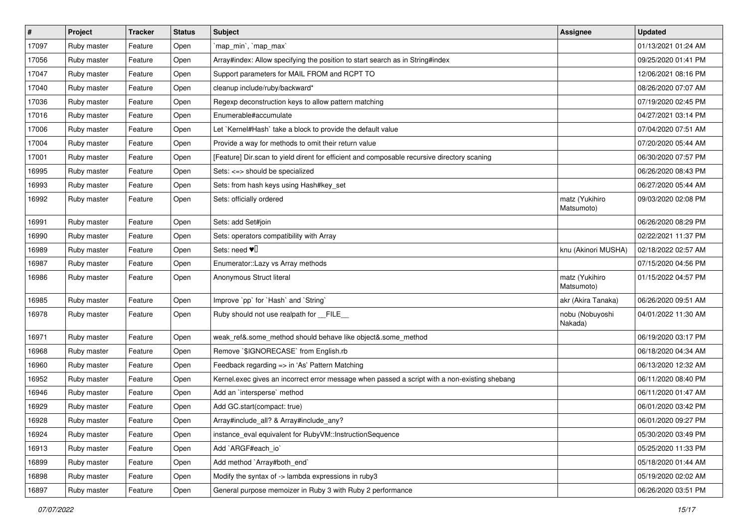| # | Project | Tracker | Status | Subject | Assignee | Updated |
|---|---|---|---|---|---|---|
| 17097 | Ruby master | Feature | Open | `map_min`, `map_max` | | 01/13/2021 01:24 AM |
| 17056 | Ruby master | Feature | Open | Array#index: Allow specifying the position to start search as in String#index | | 09/25/2020 01:41 PM |
| 17047 | Ruby master | Feature | Open | Support parameters for MAIL FROM and RCPT TO | | 12/06/2021 08:16 PM |
| 17040 | Ruby master | Feature | Open | cleanup include/ruby/backward* | | 08/26/2020 07:07 AM |
| 17036 | Ruby master | Feature | Open | Regexp deconstruction keys to allow pattern matching | | 07/19/2020 02:45 PM |
| 17016 | Ruby master | Feature | Open | Enumerable#accumulate | | 04/27/2021 03:14 PM |
| 17006 | Ruby master | Feature | Open | Let `Kernel#Hash` take a block to provide the default value | | 07/04/2020 07:51 AM |
| 17004 | Ruby master | Feature | Open | Provide a way for methods to omit their return value | | 07/20/2020 05:44 AM |
| 17001 | Ruby master | Feature | Open | [Feature] Dir.scan to yield dirent for efficient and composable recursive directory scaning | | 06/30/2020 07:57 PM |
| 16995 | Ruby master | Feature | Open | Sets: <=> should be specialized | | 06/26/2020 08:43 PM |
| 16993 | Ruby master | Feature | Open | Sets: from hash keys using Hash#key_set | | 06/27/2020 05:44 AM |
| 16992 | Ruby master | Feature | Open | Sets: officially ordered | matz (Yukihiro Matsumoto) | 09/03/2020 02:08 PM |
| 16991 | Ruby master | Feature | Open | Sets: add Set#join | | 06/26/2020 08:29 PM |
| 16990 | Ruby master | Feature | Open | Sets: operators compatibility with Array | | 02/22/2021 11:37 PM |
| 16989 | Ruby master | Feature | Open | Sets: need ♥️ | knu (Akinori MUSHA) | 02/18/2022 02:57 AM |
| 16987 | Ruby master | Feature | Open | Enumerator::Lazy vs Array methods | | 07/15/2020 04:56 PM |
| 16986 | Ruby master | Feature | Open | Anonymous Struct literal | matz (Yukihiro Matsumoto) | 01/15/2022 04:57 PM |
| 16985 | Ruby master | Feature | Open | Improve `pp` for `Hash` and `String` | akr (Akira Tanaka) | 06/26/2020 09:51 AM |
| 16978 | Ruby master | Feature | Open | Ruby should not use realpath for __FILE__ | nobu (Nobuyoshi Nakada) | 04/01/2022 11:30 AM |
| 16971 | Ruby master | Feature | Open | weak_ref&.some_method should behave like object&.some_method | | 06/19/2020 03:17 PM |
| 16968 | Ruby master | Feature | Open | Remove `$IGNORECASE` from English.rb | | 06/18/2020 04:34 AM |
| 16960 | Ruby master | Feature | Open | Feedback regarding => in 'As' Pattern Matching | | 06/13/2020 12:32 AM |
| 16952 | Ruby master | Feature | Open | Kernel.exec gives an incorrect error message when passed a script with a non-existing shebang | | 06/11/2020 08:40 PM |
| 16946 | Ruby master | Feature | Open | Add an `intersperse` method | | 06/11/2020 01:47 AM |
| 16929 | Ruby master | Feature | Open | Add GC.start(compact: true) | | 06/01/2020 03:42 PM |
| 16928 | Ruby master | Feature | Open | Array#include_all? & Array#include_any? | | 06/01/2020 09:27 PM |
| 16924 | Ruby master | Feature | Open | instance_eval equivalent for RubyVM::InstructionSequence | | 05/30/2020 03:49 PM |
| 16913 | Ruby master | Feature | Open | Add `ARGF#each_io` | | 05/25/2020 11:33 PM |
| 16899 | Ruby master | Feature | Open | Add method `Array#both_end` | | 05/18/2020 01:44 AM |
| 16898 | Ruby master | Feature | Open | Modify the syntax of -> lambda expressions in ruby3 | | 05/19/2020 02:02 AM |
| 16897 | Ruby master | Feature | Open | General purpose memoizer in Ruby 3 with Ruby 2 performance | | 06/26/2020 03:51 PM |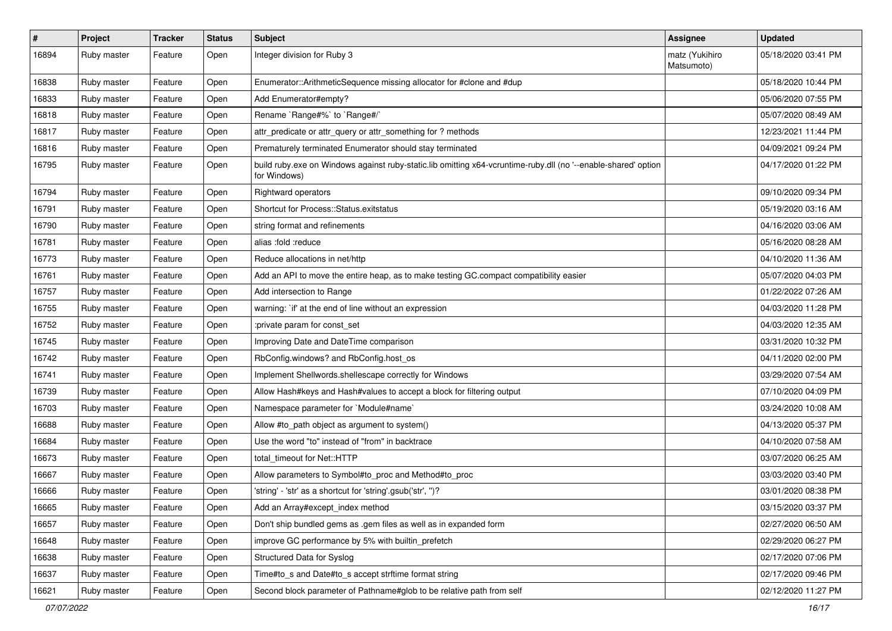| # | Project | Tracker | Status | Subject | Assignee | Updated |
|---|---|---|---|---|---|---|
| 16894 | Ruby master | Feature | Open | Integer division for Ruby 3 | matz (Yukihiro Matsumoto) | 05/18/2020 03:41 PM |
| 16838 | Ruby master | Feature | Open | Enumerator::ArithmeticSequence missing allocator for #clone and #dup | | 05/18/2020 10:44 PM |
| 16833 | Ruby master | Feature | Open | Add Enumerator#empty? | | 05/06/2020 07:55 PM |
| 16818 | Ruby master | Feature | Open | Rename `Range#%` to `Range#/` | | 05/07/2020 08:49 AM |
| 16817 | Ruby master | Feature | Open | attr_predicate or attr_query or attr_something for ? methods | | 12/23/2021 11:44 PM |
| 16816 | Ruby master | Feature | Open | Prematurely terminated Enumerator should stay terminated | | 04/09/2021 09:24 PM |
| 16795 | Ruby master | Feature | Open | build ruby.exe on Windows against ruby-static.lib omitting x64-vcruntime-ruby.dll (no '--enable-shared' option for Windows) | | 04/17/2020 01:22 PM |
| 16794 | Ruby master | Feature | Open | Rightward operators | | 09/10/2020 09:34 PM |
| 16791 | Ruby master | Feature | Open | Shortcut for Process::Status.exitstatus | | 05/19/2020 03:16 AM |
| 16790 | Ruby master | Feature | Open | string format and refinements | | 04/16/2020 03:06 AM |
| 16781 | Ruby master | Feature | Open | alias :fold :reduce | | 05/16/2020 08:28 AM |
| 16773 | Ruby master | Feature | Open | Reduce allocations in net/http | | 04/10/2020 11:36 AM |
| 16761 | Ruby master | Feature | Open | Add an API to move the entire heap, as to make testing GC.compact compatibility easier | | 05/07/2020 04:03 PM |
| 16757 | Ruby master | Feature | Open | Add intersection to Range | | 01/22/2022 07:26 AM |
| 16755 | Ruby master | Feature | Open | warning: `if' at the end of line without an expression | | 04/03/2020 11:28 PM |
| 16752 | Ruby master | Feature | Open | :private param for const_set | | 04/03/2020 12:35 AM |
| 16745 | Ruby master | Feature | Open | Improving Date and DateTime comparison | | 03/31/2020 10:32 PM |
| 16742 | Ruby master | Feature | Open | RbConfig.windows? and RbConfig.host_os | | 04/11/2020 02:00 PM |
| 16741 | Ruby master | Feature | Open | Implement Shellwords.shellescape correctly for Windows | | 03/29/2020 07:54 AM |
| 16739 | Ruby master | Feature | Open | Allow Hash#keys and Hash#values to accept a block for filtering output | | 07/10/2020 04:09 PM |
| 16703 | Ruby master | Feature | Open | Namespace parameter for `Module#name` | | 03/24/2020 10:08 AM |
| 16688 | Ruby master | Feature | Open | Allow #to_path object as argument to system() | | 04/13/2020 05:37 PM |
| 16684 | Ruby master | Feature | Open | Use the word "to" instead of "from" in backtrace | | 04/10/2020 07:58 AM |
| 16673 | Ruby master | Feature | Open | total_timeout for Net::HTTP | | 03/07/2020 06:25 AM |
| 16667 | Ruby master | Feature | Open | Allow parameters to Symbol#to_proc and Method#to_proc | | 03/03/2020 03:40 PM |
| 16666 | Ruby master | Feature | Open | 'string' - 'str' as a shortcut for 'string'.gsub('str', '')? | | 03/01/2020 08:38 PM |
| 16665 | Ruby master | Feature | Open | Add an Array#except_index method | | 03/15/2020 03:37 PM |
| 16657 | Ruby master | Feature | Open | Don't ship bundled gems as .gem files as well as in expanded form | | 02/27/2020 06:50 AM |
| 16648 | Ruby master | Feature | Open | improve GC performance by 5% with builtin_prefetch | | 02/29/2020 06:27 PM |
| 16638 | Ruby master | Feature | Open | Structured Data for Syslog | | 02/17/2020 07:06 PM |
| 16637 | Ruby master | Feature | Open | Time#to_s and Date#to_s accept strftime format string | | 02/17/2020 09:46 PM |
| 16621 | Ruby master | Feature | Open | Second block parameter of Pathname#glob to be relative path from self | | 02/12/2020 11:27 PM |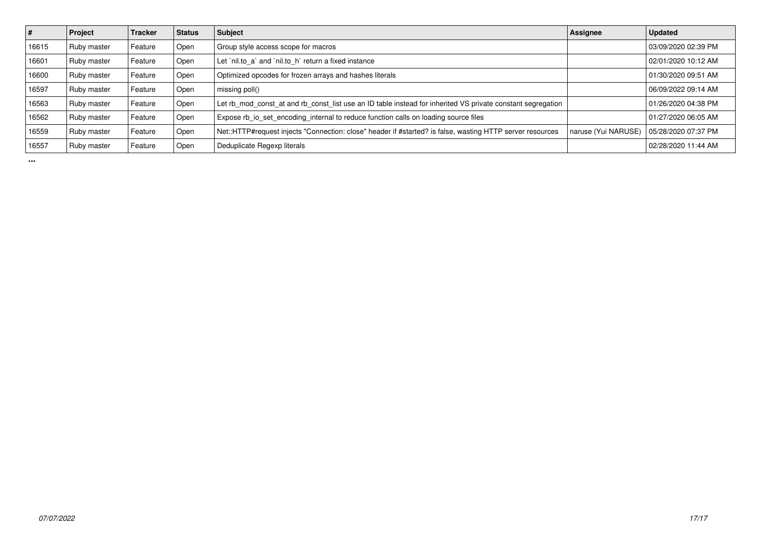| # | Project | Tracker | Status | Subject | Assignee | Updated |
|---|---|---|---|---|---|---|
| 16615 | Ruby master | Feature | Open | Group style access scope for macros | | 03/09/2020 02:39 PM |
| 16601 | Ruby master | Feature | Open | Let `nil.to_a` and `nil.to_h` return a fixed instance | | 02/01/2020 10:12 AM |
| 16600 | Ruby master | Feature | Open | Optimized opcodes for frozen arrays and hashes literals | | 01/30/2020 09:51 AM |
| 16597 | Ruby master | Feature | Open | missing poll() | | 06/09/2022 09:14 AM |
| 16563 | Ruby master | Feature | Open | Let rb_mod_const_at and rb_const_list use an ID table instead for inherited VS private constant segregation | | 01/26/2020 04:38 PM |
| 16562 | Ruby master | Feature | Open | Expose rb_io_set_encoding_internal to reduce function calls on loading source files | | 01/27/2020 06:05 AM |
| 16559 | Ruby master | Feature | Open | Net::HTTP#request injects "Connection: close" header if #started? is false, wasting HTTP server resources | naruse (Yui NARUSE) | 05/28/2020 07:37 PM |
| 16557 | Ruby master | Feature | Open | Deduplicate Regexp literals | | 02/28/2020 11:44 AM |

...